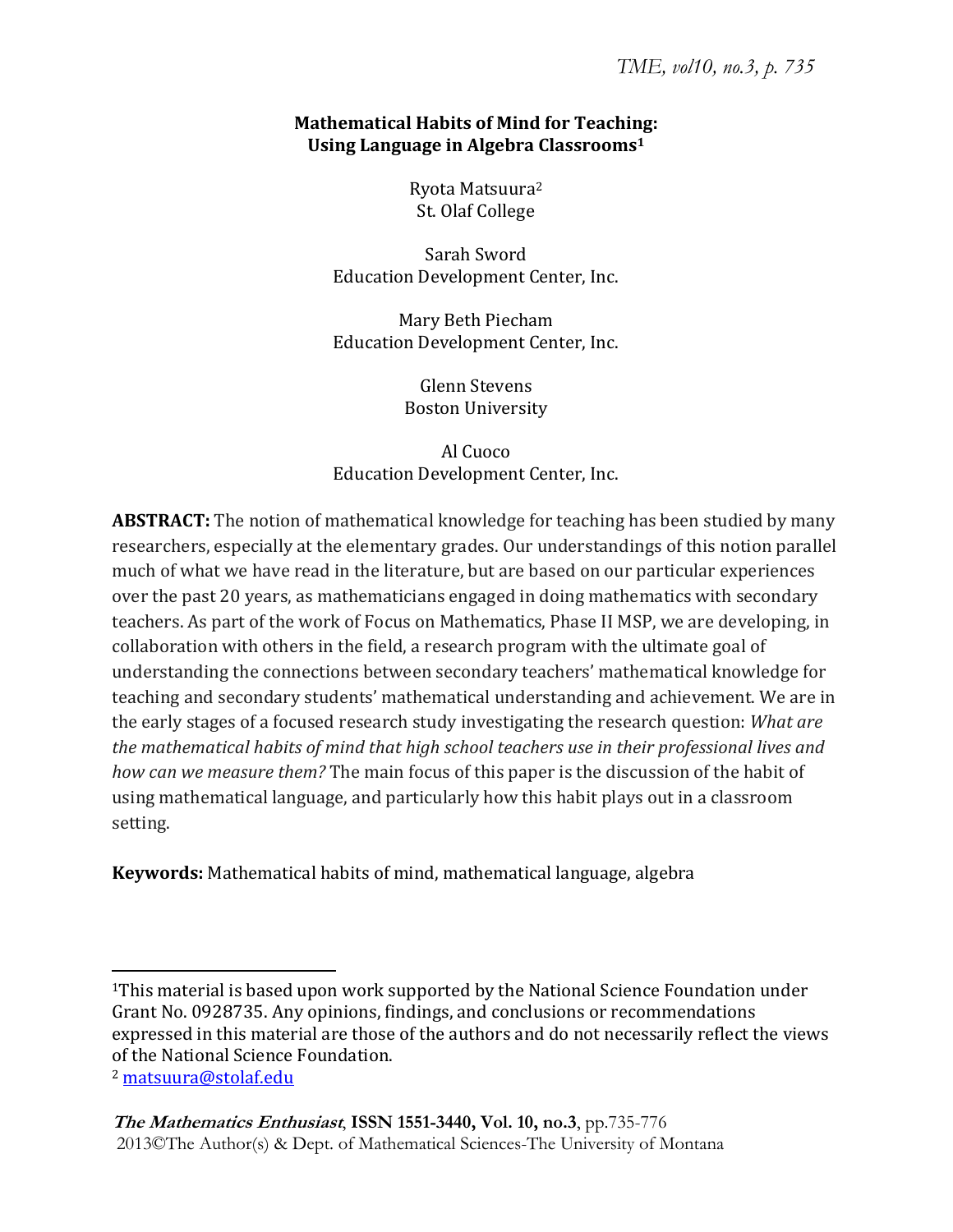# Mathematical Habits of Mind for Teaching: Using Language in Algebra Classrooms[1]

Ryota Matsuura[2]
St. Olaf College

Sarah Sword
Education Development Center, Inc.

Mary Beth Piecham
Education Development Center, Inc.

Glenn Stevens
Boston University

Al Cuoco
Education Development Center, Inc.

**ABSTRACT:** The notion of mathematical knowledge for teaching has been studied by many researchers, especially at the elementary grades. Our understandings of this notion parallel much of what we have read in the literature, but are based on our particular experiences over the past 20 years, as mathematicians engaged in doing mathematics with secondary teachers. As part of the work of Focus on Mathematics, Phase II MSP, we are developing, in collaboration with others in the field, a research program with the ultimate goal of understanding the connections between secondary teachers' mathematical knowledge for teaching and secondary students' mathematical understanding and achievement. We are in the early stages of a focused research study investigating the research question: *What are the mathematical habits of mind that high school teachers use in their professional lives and how can we measure them?* The main focus of this paper is the discussion of the habit of using mathematical language, and particularly how this habit plays out in a classroom setting.

**Keywords:** Mathematical habits of mind, mathematical language, algebra

---

[1]This material is based upon work supported by the National Science Foundation under Grant No. 0928735. Any opinions, findings, and conclusions or recommendations expressed in this material are those of the authors and do not necessarily reflect the views of the National Science Foundation.

[2] matsuura@stolaf.edu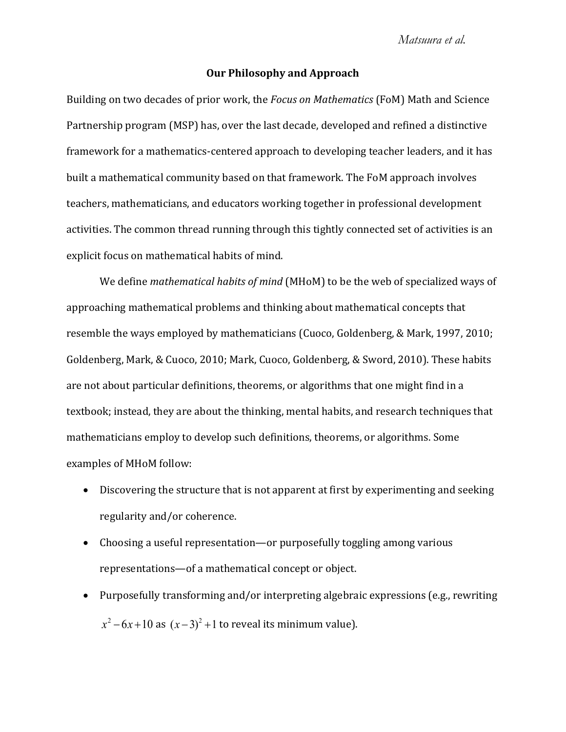## Our Philosophy and Approach

Building on two decades of prior work, the *Focus on Mathematics* (FoM) Math and Science Partnership program (MSP) has, over the last decade, developed and refined a distinctive framework for a mathematics-centered approach to developing teacher leaders, and it has built a mathematical community based on that framework. The FoM approach involves teachers, mathematicians, and educators working together in professional development activities. The common thread running through this tightly connected set of activities is an explicit focus on mathematical habits of mind.

We define *mathematical habits of mind* (MHoM) to be the web of specialized ways of approaching mathematical problems and thinking about mathematical concepts that resemble the ways employed by mathematicians (Cuoco, Goldenberg, & Mark, 1997, 2010; Goldenberg, Mark, & Cuoco, 2010; Mark, Cuoco, Goldenberg, & Sword, 2010). These habits are not about particular definitions, theorems, or algorithms that one might find in a textbook; instead, they are about the thinking, mental habits, and research techniques that mathematicians employ to develop such definitions, theorems, or algorithms. Some examples of MHoM follow:

- Discovering the structure that is not apparent at first by experimenting and seeking regularity and/or coherence.
- Choosing a useful representation—or purposefully toggling among various representations—of a mathematical concept or object.
- Purposefully transforming and/or interpreting algebraic expressions (e.g., rewriting $x^2 - 6x + 10$ as $(x-3)^2 + 1$ to reveal its minimum value).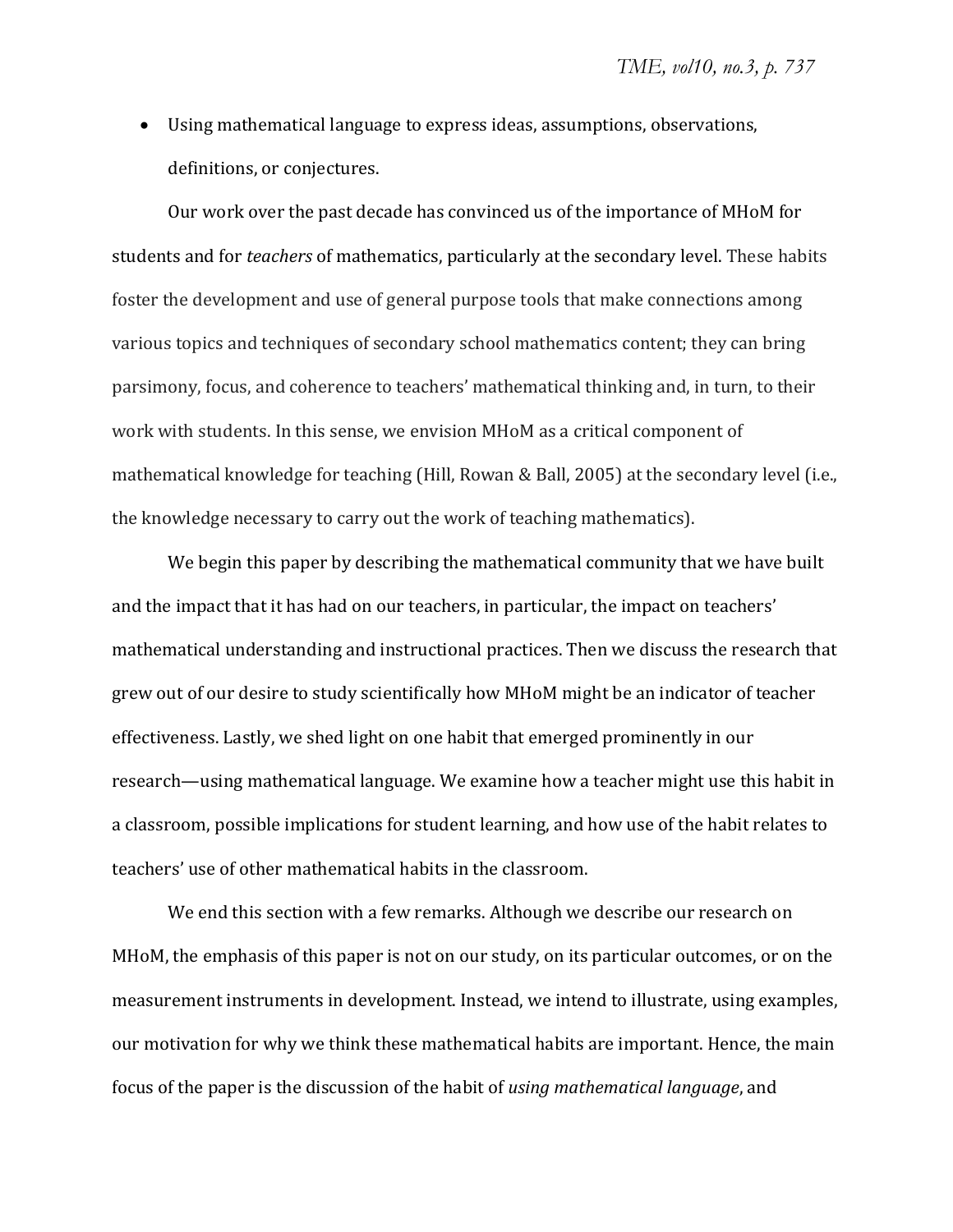- Using mathematical language to express ideas, assumptions, observations, definitions, or conjectures.

Our work over the past decade has convinced us of the importance of MHoM for students and for *teachers* of mathematics, particularly at the secondary level. These habits foster the development and use of general purpose tools that make connections among various topics and techniques of secondary school mathematics content; they can bring parsimony, focus, and coherence to teachers' mathematical thinking and, in turn, to their work with students. In this sense, we envision MHoM as a critical component of mathematical knowledge for teaching (Hill, Rowan & Ball, 2005) at the secondary level (i.e., the knowledge necessary to carry out the work of teaching mathematics).

We begin this paper by describing the mathematical community that we have built and the impact that it has had on our teachers, in particular, the impact on teachers' mathematical understanding and instructional practices. Then we discuss the research that grew out of our desire to study scientifically how MHoM might be an indicator of teacher effectiveness. Lastly, we shed light on one habit that emerged prominently in our research—using mathematical language. We examine how a teacher might use this habit in a classroom, possible implications for student learning, and how use of the habit relates to teachers' use of other mathematical habits in the classroom.

We end this section with a few remarks. Although we describe our research on MHoM, the emphasis of this paper is not on our study, on its particular outcomes, or on the measurement instruments in development. Instead, we intend to illustrate, using examples, our motivation for why we think these mathematical habits are important. Hence, the main focus of the paper is the discussion of the habit of *using mathematical language*, and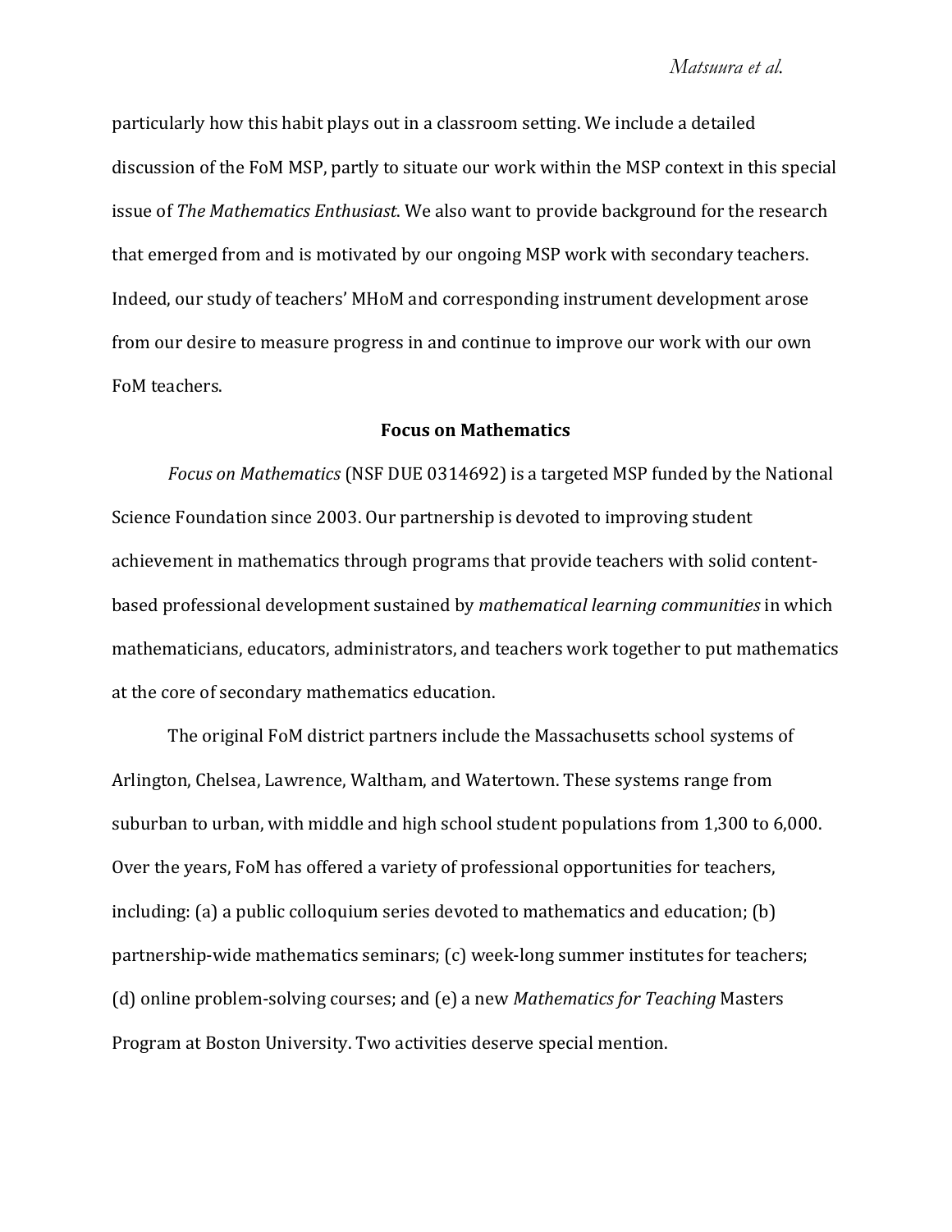particularly how this habit plays out in a classroom setting. We include a detailed discussion of the FoM MSP, partly to situate our work within the MSP context in this special issue of *The Mathematics Enthusiast*. We also want to provide background for the research that emerged from and is motivated by our ongoing MSP work with secondary teachers. Indeed, our study of teachers' MHoM and corresponding instrument development arose from our desire to measure progress in and continue to improve our work with our own FoM teachers.

## Focus on Mathematics

*Focus on Mathematics* (NSF DUE 0314692) is a targeted MSP funded by the National Science Foundation since 2003. Our partnership is devoted to improving student achievement in mathematics through programs that provide teachers with solid content-based professional development sustained by *mathematical learning communities* in which mathematicians, educators, administrators, and teachers work together to put mathematics at the core of secondary mathematics education.

The original FoM district partners include the Massachusetts school systems of Arlington, Chelsea, Lawrence, Waltham, and Watertown. These systems range from suburban to urban, with middle and high school student populations from 1,300 to 6,000. Over the years, FoM has offered a variety of professional opportunities for teachers, including: (a) a public colloquium series devoted to mathematics and education; (b) partnership-wide mathematics seminars; (c) week-long summer institutes for teachers; (d) online problem-solving courses; and (e) a new *Mathematics for Teaching* Masters Program at Boston University. Two activities deserve special mention.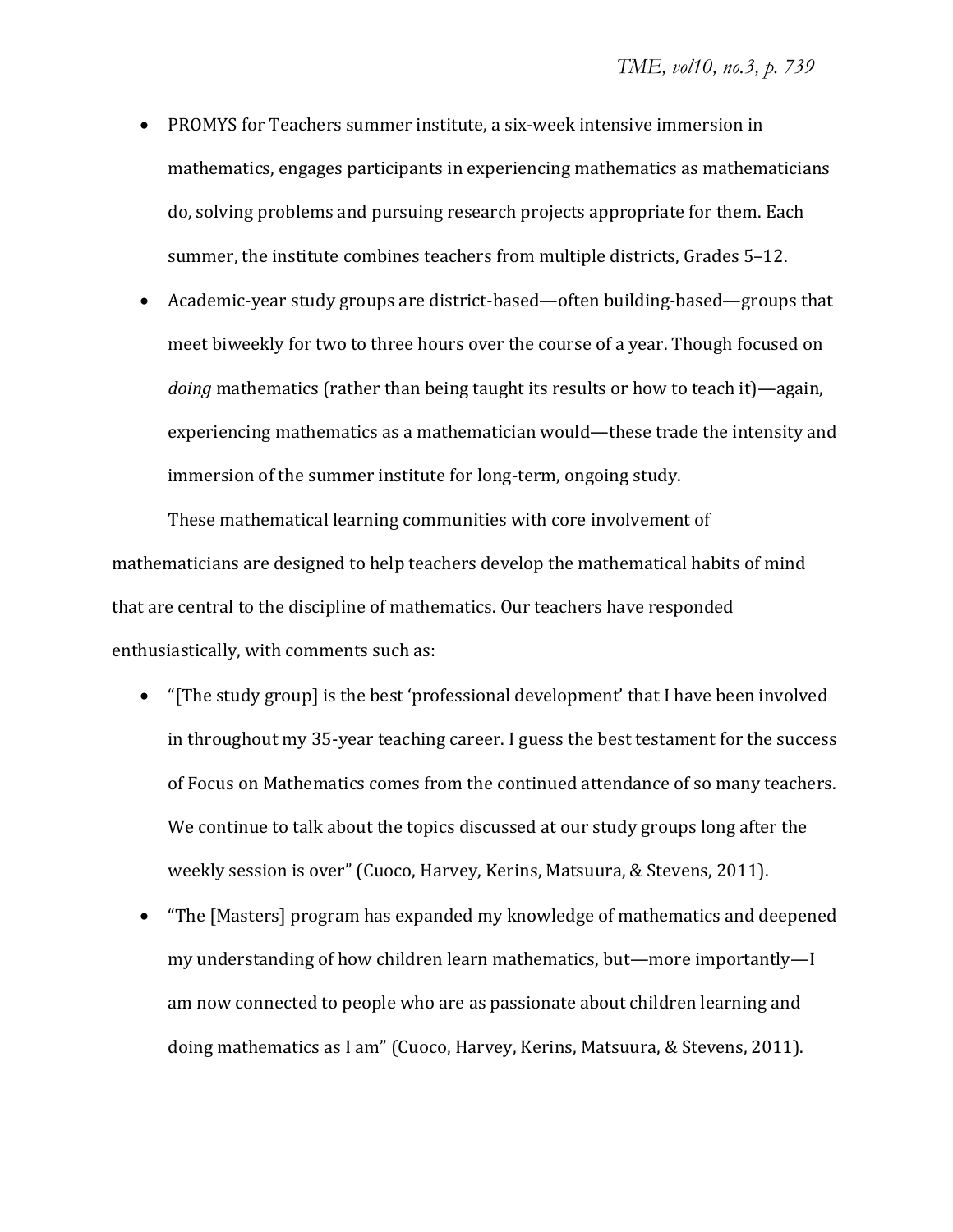- PROMYS for Teachers summer institute, a six-week intensive immersion in mathematics, engages participants in experiencing mathematics as mathematicians do, solving problems and pursuing research projects appropriate for them. Each summer, the institute combines teachers from multiple districts, Grades 5–12.
- Academic-year study groups are district-based—often building-based—groups that meet biweekly for two to three hours over the course of a year. Though focused on *doing* mathematics (rather than being taught its results or how to teach it)—again, experiencing mathematics as a mathematician would—these trade the intensity and immersion of the summer institute for long-term, ongoing study.

These mathematical learning communities with core involvement of mathematicians are designed to help teachers develop the mathematical habits of mind that are central to the discipline of mathematics. Our teachers have responded enthusiastically, with comments such as:

- "[The study group] is the best 'professional development' that I have been involved in throughout my 35-year teaching career. I guess the best testament for the success of Focus on Mathematics comes from the continued attendance of so many teachers. We continue to talk about the topics discussed at our study groups long after the weekly session is over" (Cuoco, Harvey, Kerins, Matsuura, & Stevens, 2011).
- "The [Masters] program has expanded my knowledge of mathematics and deepened my understanding of how children learn mathematics, but—more importantly—I am now connected to people who are as passionate about children learning and doing mathematics as I am" (Cuoco, Harvey, Kerins, Matsuura, & Stevens, 2011).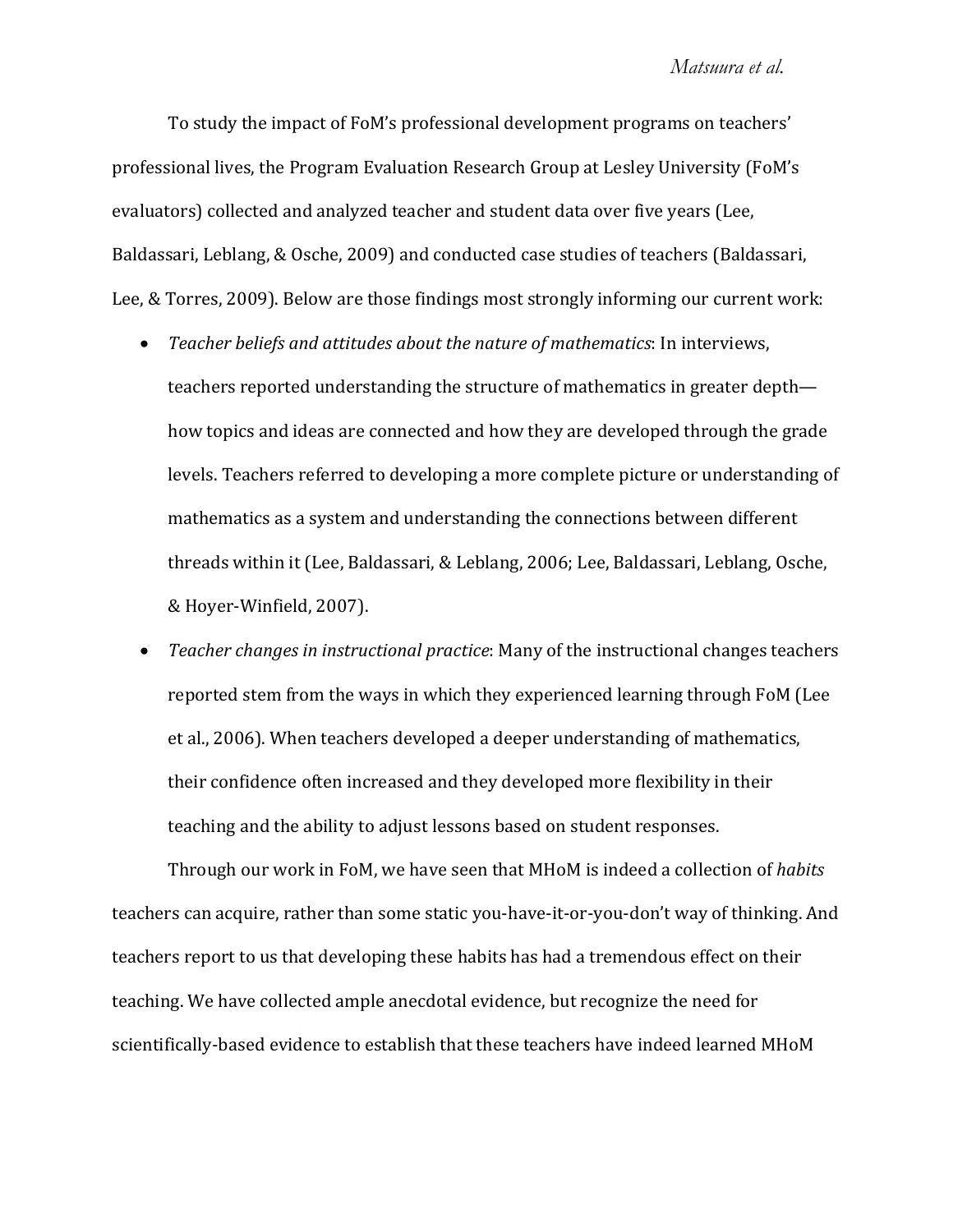To study the impact of FoM's professional development programs on teachers' professional lives, the Program Evaluation Research Group at Lesley University (FoM's evaluators) collected and analyzed teacher and student data over five years (Lee, Baldassari, Leblang, & Osche, 2009) and conducted case studies of teachers (Baldassari, Lee, & Torres, 2009). Below are those findings most strongly informing our current work:

- *Teacher beliefs and attitudes about the nature of mathematics*: In interviews, teachers reported understanding the structure of mathematics in greater depth—how topics and ideas are connected and how they are developed through the grade levels. Teachers referred to developing a more complete picture or understanding of mathematics as a system and understanding the connections between different threads within it (Lee, Baldassari, & Leblang, 2006; Lee, Baldassari, Leblang, Osche, & Hoyer-Winfield, 2007).
- *Teacher changes in instructional practice*: Many of the instructional changes teachers reported stem from the ways in which they experienced learning through FoM (Lee et al., 2006). When teachers developed a deeper understanding of mathematics, their confidence often increased and they developed more flexibility in their teaching and the ability to adjust lessons based on student responses.

Through our work in FoM, we have seen that MHoM is indeed a collection of *habits* teachers can acquire, rather than some static you-have-it-or-you-don't way of thinking. And teachers report to us that developing these habits has had a tremendous effect on their teaching. We have collected ample anecdotal evidence, but recognize the need for scientifically-based evidence to establish that these teachers have indeed learned MHoM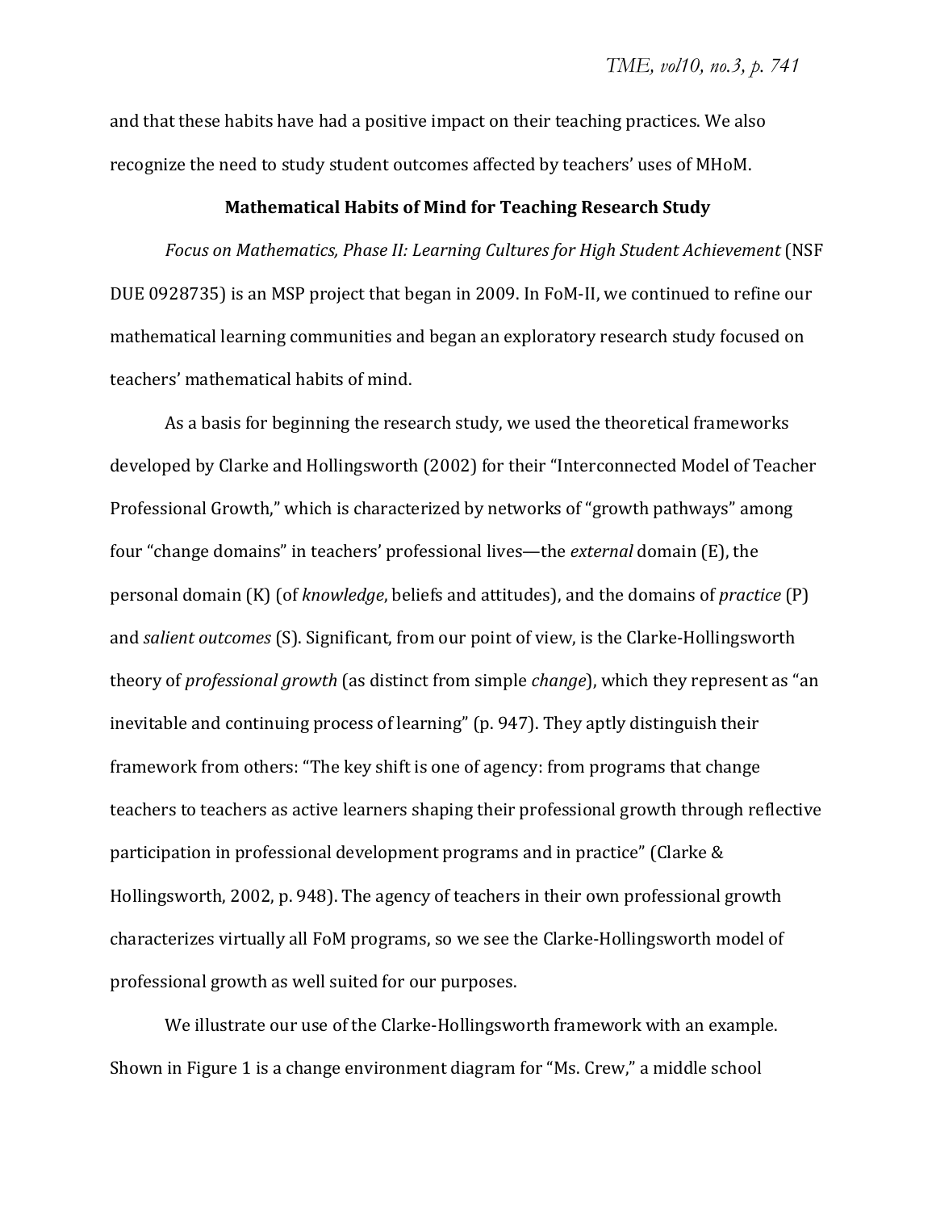and that these habits have had a positive impact on their teaching practices. We also recognize the need to study student outcomes affected by teachers' uses of MHoM.

## Mathematical Habits of Mind for Teaching Research Study

*Focus on Mathematics, Phase II: Learning Cultures for High Student Achievement* (NSF DUE 0928735) is an MSP project that began in 2009. In FoM-II, we continued to refine our mathematical learning communities and began an exploratory research study focused on teachers' mathematical habits of mind.

As a basis for beginning the research study, we used the theoretical frameworks developed by Clarke and Hollingsworth (2002) for their "Interconnected Model of Teacher Professional Growth," which is characterized by networks of "growth pathways" among four "change domains" in teachers' professional lives—the *external* domain (E), the personal domain (K) (of *knowledge*, beliefs and attitudes), and the domains of *practice* (P) and *salient outcomes* (S). Significant, from our point of view, is the Clarke-Hollingsworth theory of *professional growth* (as distinct from simple *change*), which they represent as "an inevitable and continuing process of learning" (p. 947). They aptly distinguish their framework from others: "The key shift is one of agency: from programs that change teachers to teachers as active learners shaping their professional growth through reflective participation in professional development programs and in practice" (Clarke & Hollingsworth, 2002, p. 948). The agency of teachers in their own professional growth characterizes virtually all FoM programs, so we see the Clarke-Hollingsworth model of professional growth as well suited for our purposes.

We illustrate our use of the Clarke-Hollingsworth framework with an example. Shown in Figure 1 is a change environment diagram for "Ms. Crew," a middle school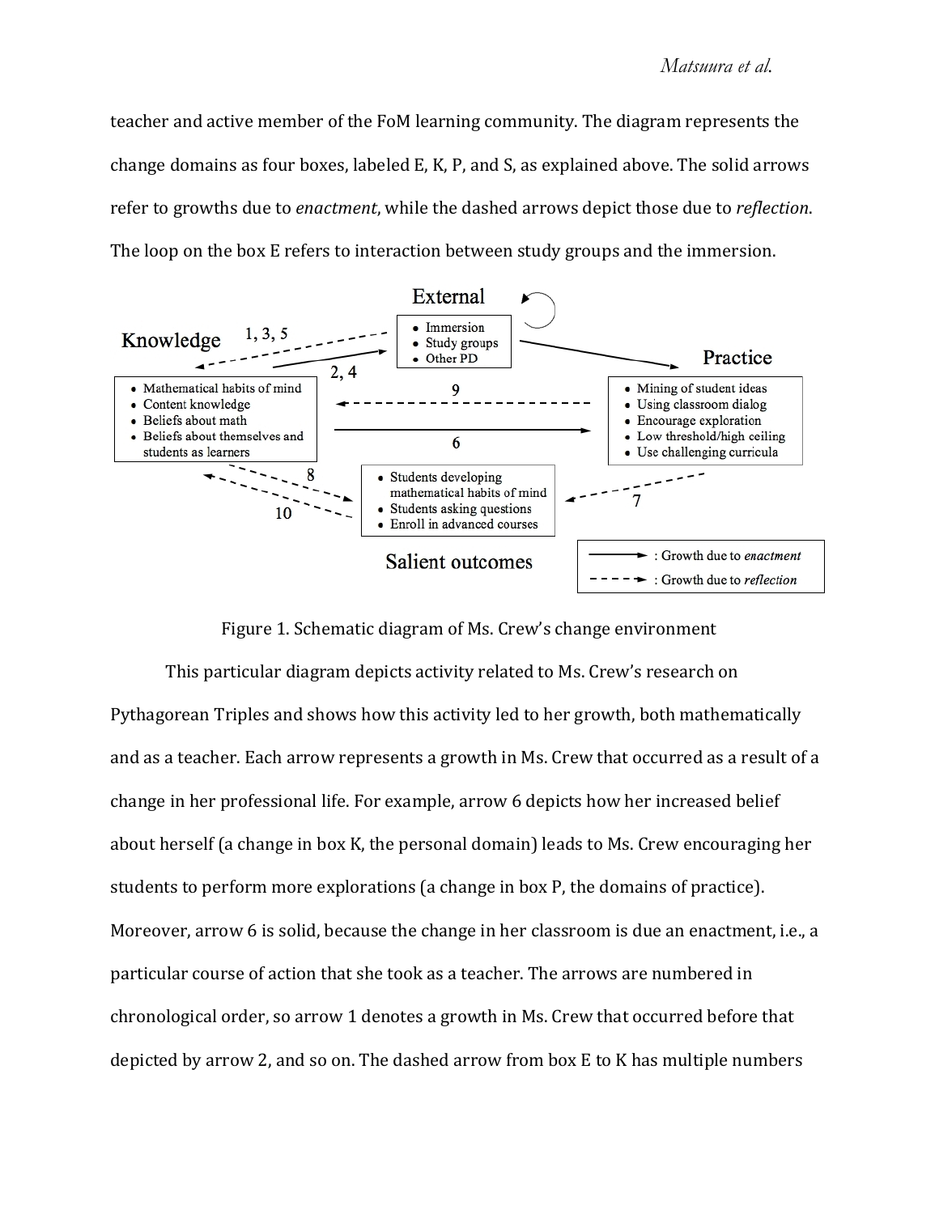teacher and active member of the FoM learning community. The diagram represents the change domains as four boxes, labeled E, K, P, and S, as explained above. The solid arrows refer to growths due to *enactment*, while the dashed arrows depict those due to *reflection*. The loop on the box E refers to interaction between study groups and the immersion.

Figure 1. Schematic diagram of Ms. Crew's change environment

This particular diagram depicts activity related to Ms. Crew's research on Pythagorean Triples and shows how this activity led to her growth, both mathematically and as a teacher. Each arrow represents a growth in Ms. Crew that occurred as a result of a change in her professional life. For example, arrow 6 depicts how her increased belief about herself (a change in box K, the personal domain) leads to Ms. Crew encouraging her students to perform more explorations (a change in box P, the domains of practice). Moreover, arrow 6 is solid, because the change in her classroom is due an enactment, i.e., a particular course of action that she took as a teacher. The arrows are numbered in chronological order, so arrow 1 denotes a growth in Ms. Crew that occurred before that depicted by arrow 2, and so on. The dashed arrow from box E to K has multiple numbers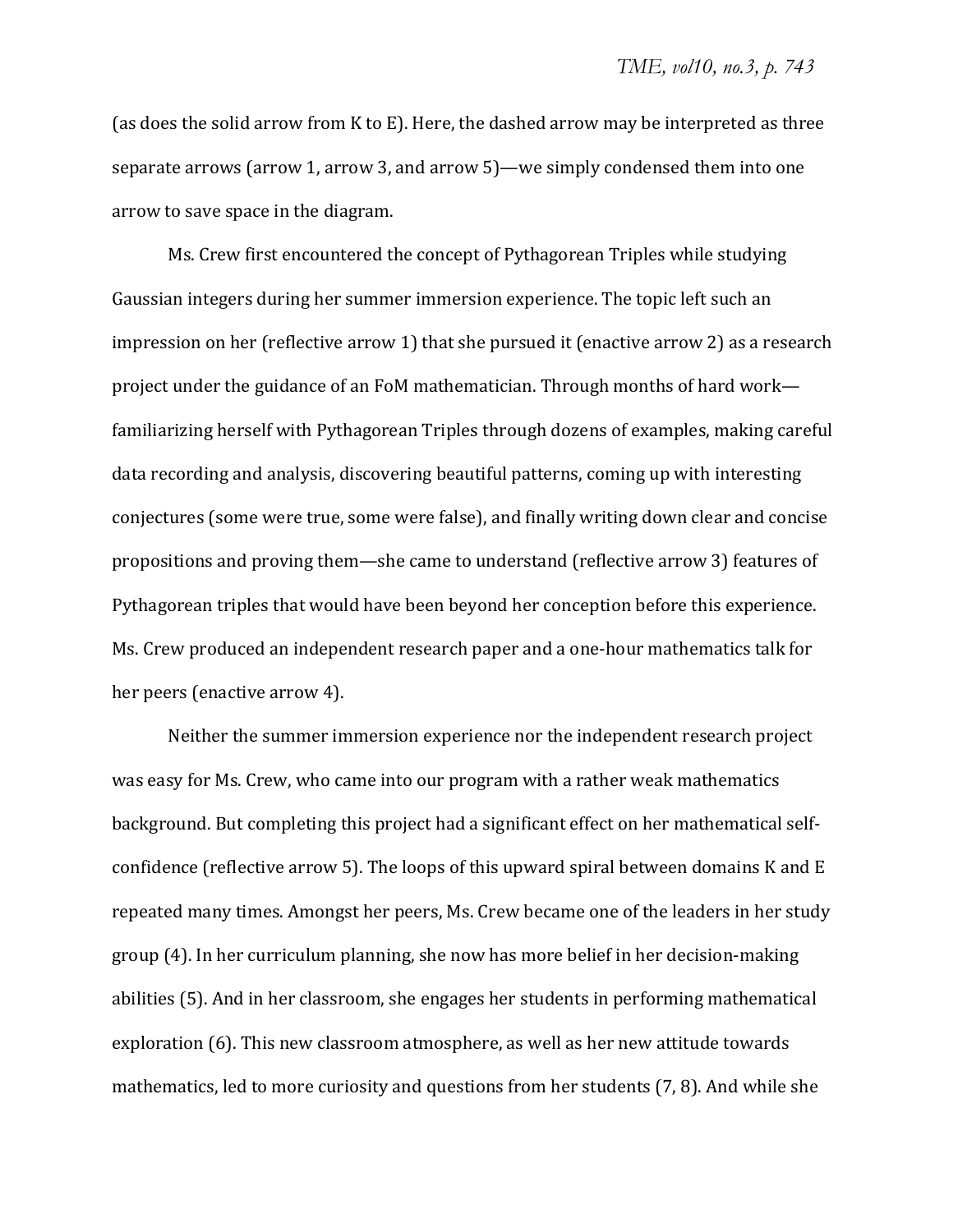(as does the solid arrow from K to E). Here, the dashed arrow may be interpreted as three separate arrows (arrow 1, arrow 3, and arrow 5)—we simply condensed them into one arrow to save space in the diagram.

Ms. Crew first encountered the concept of Pythagorean Triples while studying Gaussian integers during her summer immersion experience. The topic left such an impression on her (reflective arrow 1) that she pursued it (enactive arrow 2) as a research project under the guidance of an FoM mathematician. Through months of hard work—familiarizing herself with Pythagorean Triples through dozens of examples, making careful data recording and analysis, discovering beautiful patterns, coming up with interesting conjectures (some were true, some were false), and finally writing down clear and concise propositions and proving them—she came to understand (reflective arrow 3) features of Pythagorean triples that would have been beyond her conception before this experience. Ms. Crew produced an independent research paper and a one-hour mathematics talk for her peers (enactive arrow 4).

Neither the summer immersion experience nor the independent research project was easy for Ms. Crew, who came into our program with a rather weak mathematics background. But completing this project had a significant effect on her mathematical self-confidence (reflective arrow 5). The loops of this upward spiral between domains K and E repeated many times. Amongst her peers, Ms. Crew became one of the leaders in her study group (4). In her curriculum planning, she now has more belief in her decision-making abilities (5). And in her classroom, she engages her students in performing mathematical exploration (6). This new classroom atmosphere, as well as her new attitude towards mathematics, led to more curiosity and questions from her students (7, 8). And while she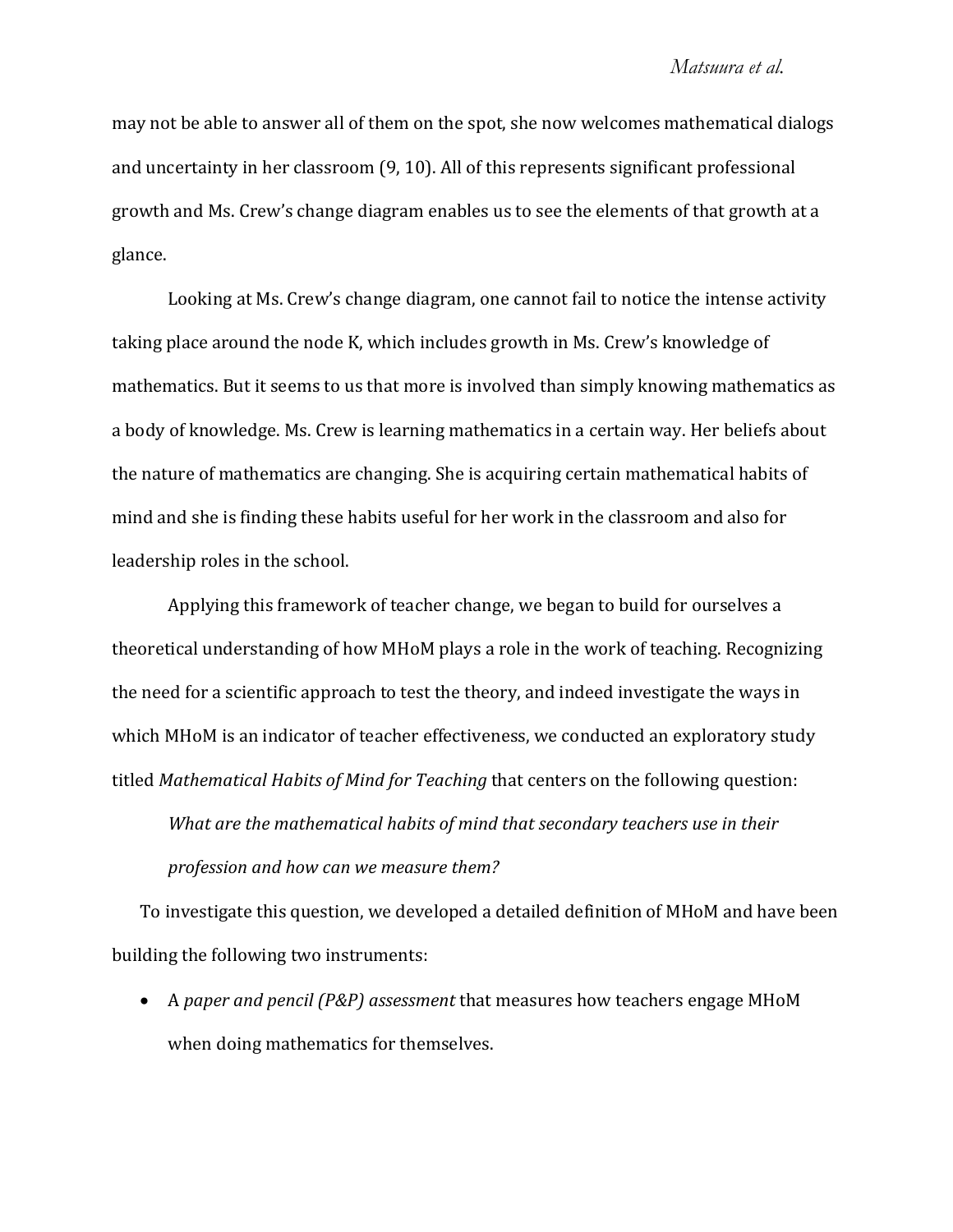may not be able to answer all of them on the spot, she now welcomes mathematical dialogs and uncertainty in her classroom (9, 10). All of this represents significant professional growth and Ms. Crew's change diagram enables us to see the elements of that growth at a glance.

Looking at Ms. Crew's change diagram, one cannot fail to notice the intense activity taking place around the node K, which includes growth in Ms. Crew's knowledge of mathematics. But it seems to us that more is involved than simply knowing mathematics as a body of knowledge. Ms. Crew is learning mathematics in a certain way. Her beliefs about the nature of mathematics are changing. She is acquiring certain mathematical habits of mind and she is finding these habits useful for her work in the classroom and also for leadership roles in the school.

Applying this framework of teacher change, we began to build for ourselves a theoretical understanding of how MHoM plays a role in the work of teaching. Recognizing the need for a scientific approach to test the theory, and indeed investigate the ways in which MHoM is an indicator of teacher effectiveness, we conducted an exploratory study titled *Mathematical Habits of Mind for Teaching* that centers on the following question:

*What are the mathematical habits of mind that secondary teachers use in their profession and how can we measure them?*

To investigate this question, we developed a detailed definition of MHoM and have been building the following two instruments:

- A *paper and pencil (P&P) assessment* that measures how teachers engage MHoM when doing mathematics for themselves.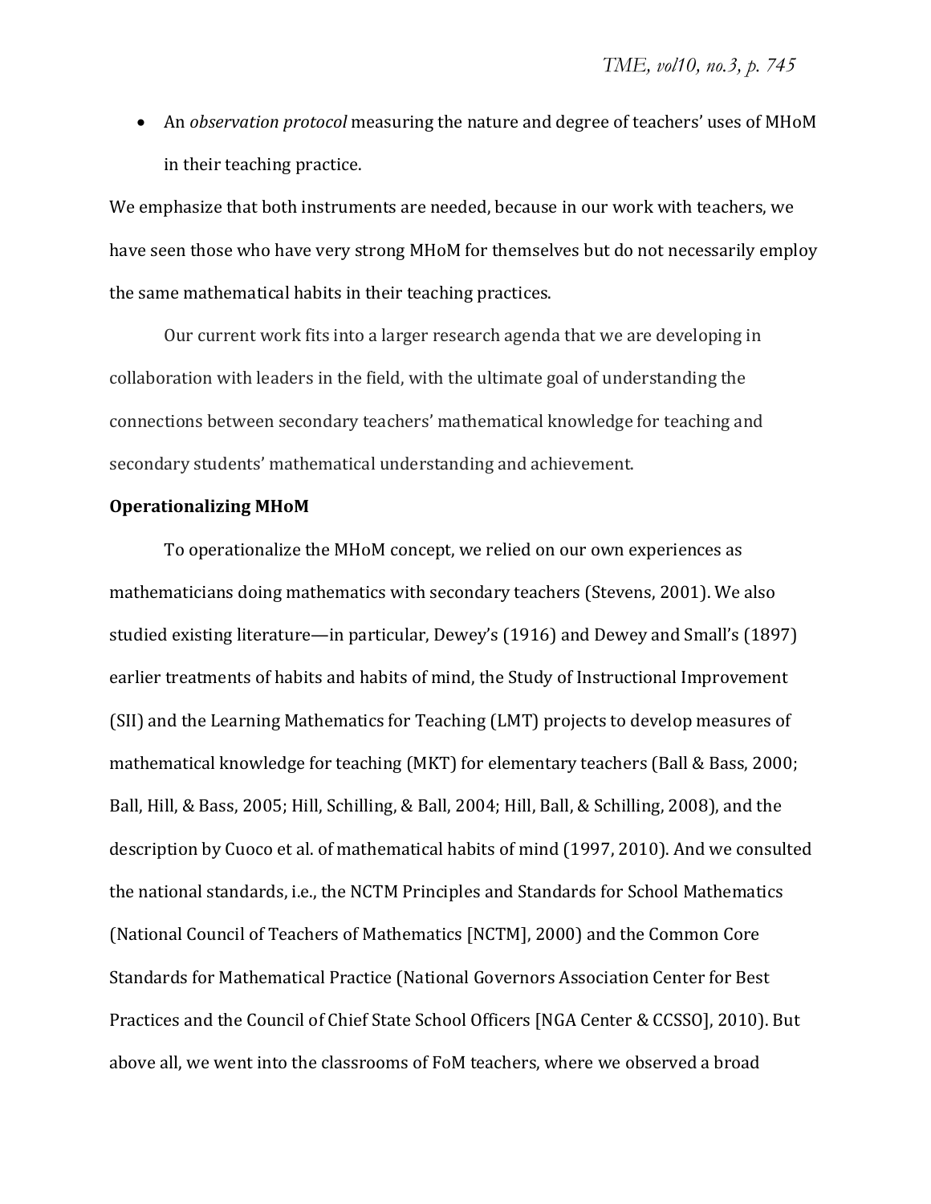- An *observation protocol* measuring the nature and degree of teachers' uses of MHoM in their teaching practice.

We emphasize that both instruments are needed, because in our work with teachers, we have seen those who have very strong MHoM for themselves but do not necessarily employ the same mathematical habits in their teaching practices.

Our current work fits into a larger research agenda that we are developing in collaboration with leaders in the field, with the ultimate goal of understanding the connections between secondary teachers' mathematical knowledge for teaching and secondary students' mathematical understanding and achievement.

**Operationalizing MHoM**

To operationalize the MHoM concept, we relied on our own experiences as mathematicians doing mathematics with secondary teachers (Stevens, 2001). We also studied existing literature—in particular, Dewey's (1916) and Dewey and Small's (1897) earlier treatments of habits and habits of mind, the Study of Instructional Improvement (SII) and the Learning Mathematics for Teaching (LMT) projects to develop measures of mathematical knowledge for teaching (MKT) for elementary teachers (Ball & Bass, 2000; Ball, Hill, & Bass, 2005; Hill, Schilling, & Ball, 2004; Hill, Ball, & Schilling, 2008), and the description by Cuoco et al. of mathematical habits of mind (1997, 2010). And we consulted the national standards, i.e., the NCTM Principles and Standards for School Mathematics (National Council of Teachers of Mathematics [NCTM], 2000) and the Common Core Standards for Mathematical Practice (National Governors Association Center for Best Practices and the Council of Chief State School Officers [NGA Center & CCSSO], 2010). But above all, we went into the classrooms of FoM teachers, where we observed a broad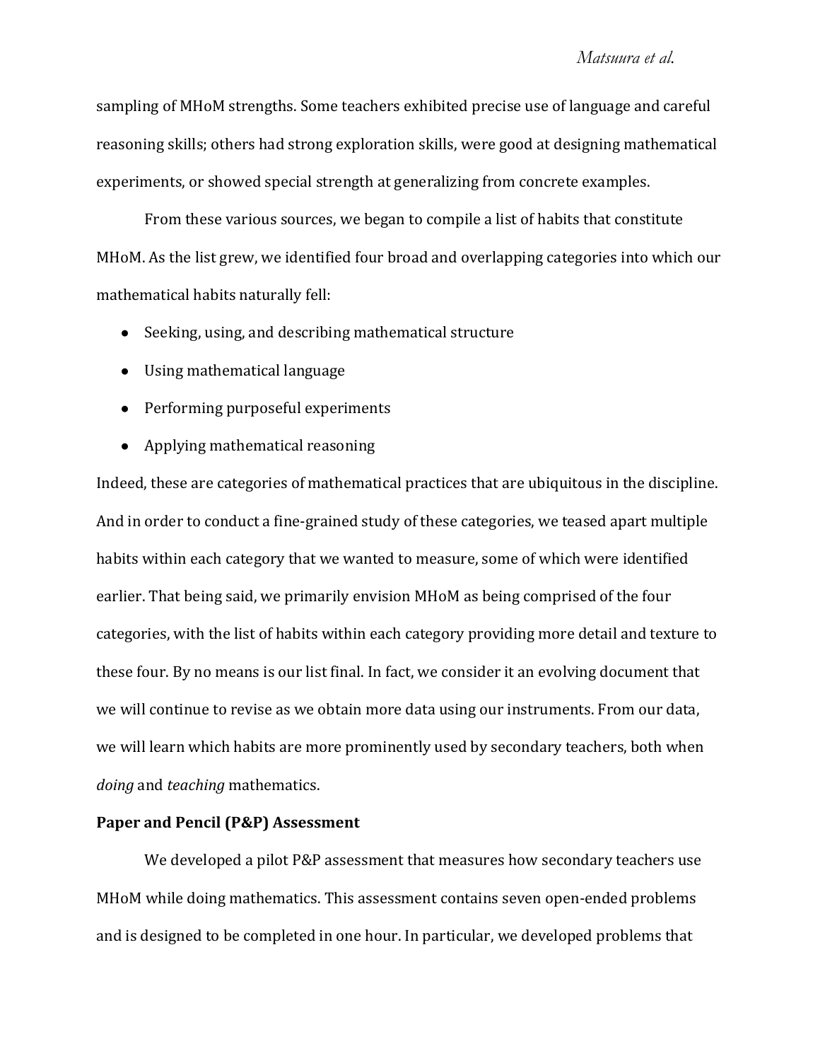sampling of MHoM strengths. Some teachers exhibited precise use of language and careful reasoning skills; others had strong exploration skills, were good at designing mathematical experiments, or showed special strength at generalizing from concrete examples.

From these various sources, we began to compile a list of habits that constitute MHoM. As the list grew, we identified four broad and overlapping categories into which our mathematical habits naturally fell:

- Seeking, using, and describing mathematical structure
- Using mathematical language
- Performing purposeful experiments
- Applying mathematical reasoning

Indeed, these are categories of mathematical practices that are ubiquitous in the discipline. And in order to conduct a fine-grained study of these categories, we teased apart multiple habits within each category that we wanted to measure, some of which were identified earlier. That being said, we primarily envision MHoM as being comprised of the four categories, with the list of habits within each category providing more detail and texture to these four. By no means is our list final. In fact, we consider it an evolving document that we will continue to revise as we obtain more data using our instruments. From our data, we will learn which habits are more prominently used by secondary teachers, both when *doing* and *teaching* mathematics.

**Paper and Pencil (P&P) Assessment**

We developed a pilot P&P assessment that measures how secondary teachers use MHoM while doing mathematics. This assessment contains seven open-ended problems and is designed to be completed in one hour. In particular, we developed problems that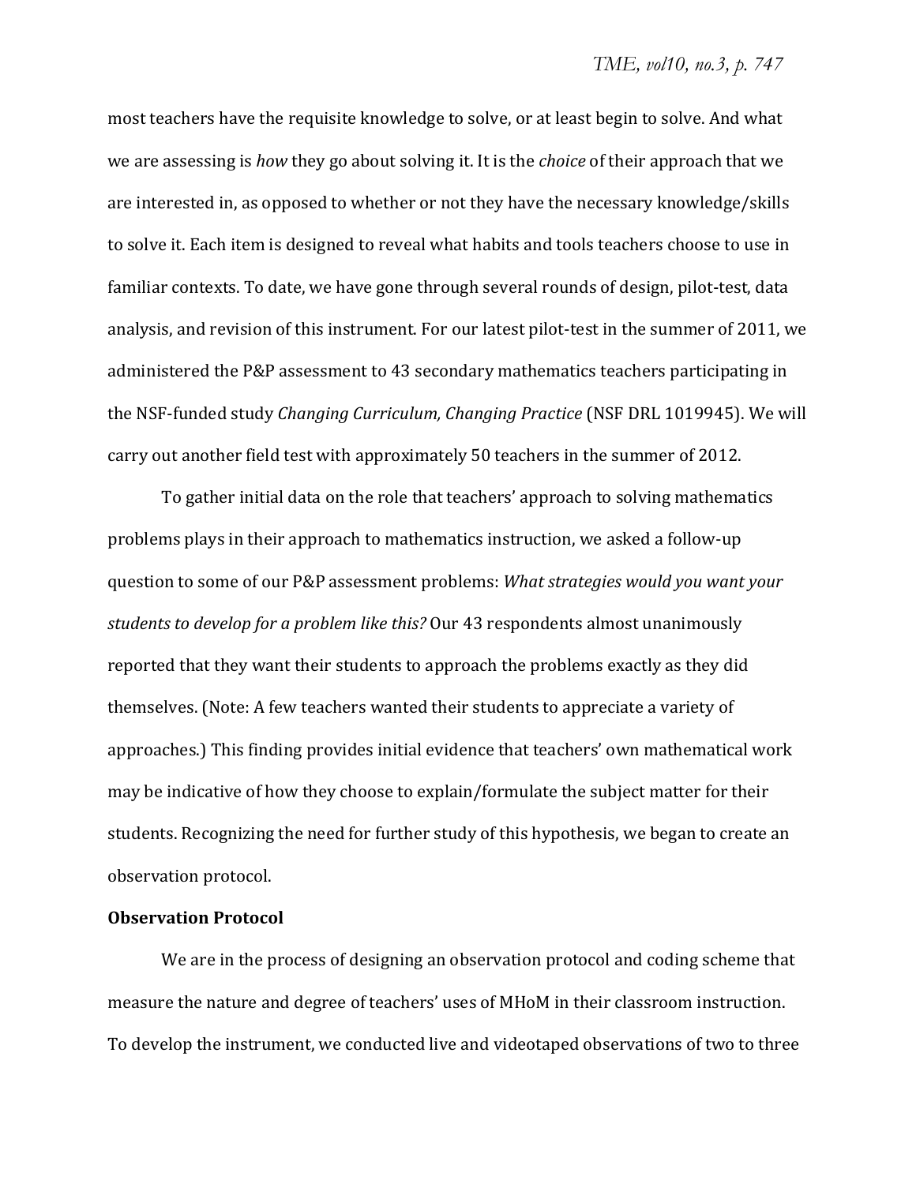most teachers have the requisite knowledge to solve, or at least begin to solve. And what we are assessing is *how* they go about solving it. It is the *choice* of their approach that we are interested in, as opposed to whether or not they have the necessary knowledge/skills to solve it. Each item is designed to reveal what habits and tools teachers choose to use in familiar contexts. To date, we have gone through several rounds of design, pilot-test, data analysis, and revision of this instrument. For our latest pilot-test in the summer of 2011, we administered the P&P assessment to 43 secondary mathematics teachers participating in the NSF-funded study *Changing Curriculum, Changing Practice* (NSF DRL 1019945). We will carry out another field test with approximately 50 teachers in the summer of 2012.

To gather initial data on the role that teachers' approach to solving mathematics problems plays in their approach to mathematics instruction, we asked a follow-up question to some of our P&P assessment problems: *What strategies would you want your students to develop for a problem like this?* Our 43 respondents almost unanimously reported that they want their students to approach the problems exactly as they did themselves. (Note: A few teachers wanted their students to appreciate a variety of approaches.) This finding provides initial evidence that teachers' own mathematical work may be indicative of how they choose to explain/formulate the subject matter for their students. Recognizing the need for further study of this hypothesis, we began to create an observation protocol.

**Observation Protocol**

We are in the process of designing an observation protocol and coding scheme that measure the nature and degree of teachers' uses of MHoM in their classroom instruction. To develop the instrument, we conducted live and videotaped observations of two to three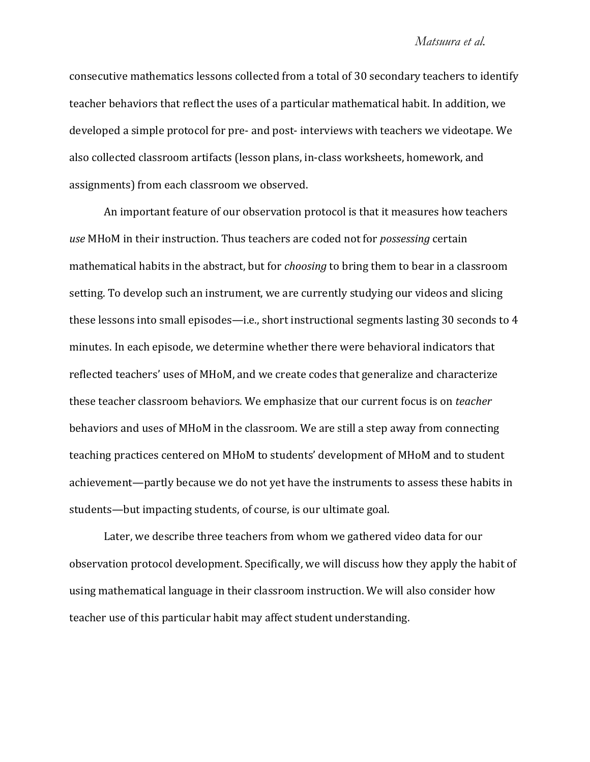consecutive mathematics lessons collected from a total of 30 secondary teachers to identify teacher behaviors that reflect the uses of a particular mathematical habit. In addition, we developed a simple protocol for pre- and post- interviews with teachers we videotape. We also collected classroom artifacts (lesson plans, in-class worksheets, homework, and assignments) from each classroom we observed.

An important feature of our observation protocol is that it measures how teachers *use* MHoM in their instruction. Thus teachers are coded not for *possessing* certain mathematical habits in the abstract, but for *choosing* to bring them to bear in a classroom setting. To develop such an instrument, we are currently studying our videos and slicing these lessons into small episodes—i.e., short instructional segments lasting 30 seconds to 4 minutes. In each episode, we determine whether there were behavioral indicators that reflected teachers' uses of MHoM, and we create codes that generalize and characterize these teacher classroom behaviors. We emphasize that our current focus is on *teacher* behaviors and uses of MHoM in the classroom. We are still a step away from connecting teaching practices centered on MHoM to students' development of MHoM and to student achievement—partly because we do not yet have the instruments to assess these habits in students—but impacting students, of course, is our ultimate goal.

Later, we describe three teachers from whom we gathered video data for our observation protocol development. Specifically, we will discuss how they apply the habit of using mathematical language in their classroom instruction. We will also consider how teacher use of this particular habit may affect student understanding.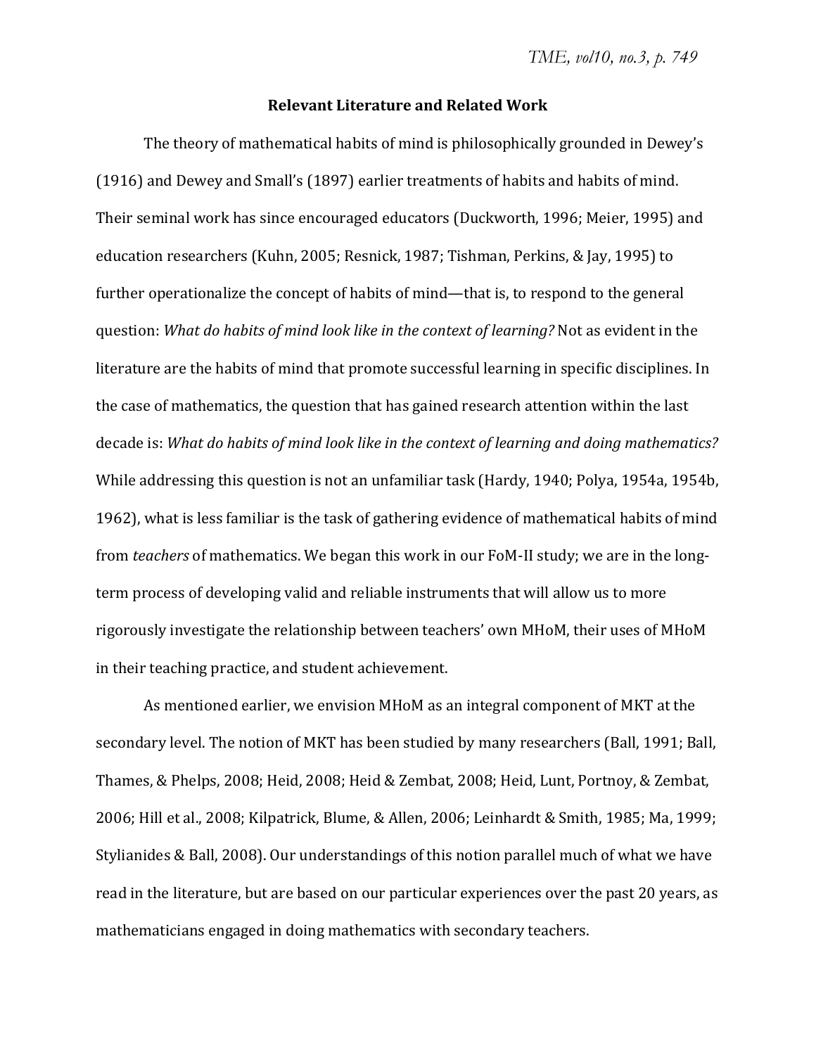## Relevant Literature and Related Work

The theory of mathematical habits of mind is philosophically grounded in Dewey's (1916) and Dewey and Small's (1897) earlier treatments of habits and habits of mind. Their seminal work has since encouraged educators (Duckworth, 1996; Meier, 1995) and education researchers (Kuhn, 2005; Resnick, 1987; Tishman, Perkins, & Jay, 1995) to further operationalize the concept of habits of mind—that is, to respond to the general question: *What do habits of mind look like in the context of learning?* Not as evident in the literature are the habits of mind that promote successful learning in specific disciplines. In the case of mathematics, the question that has gained research attention within the last decade is: *What do habits of mind look like in the context of learning and doing mathematics?* While addressing this question is not an unfamiliar task (Hardy, 1940; Polya, 1954a, 1954b, 1962), what is less familiar is the task of gathering evidence of mathematical habits of mind from *teachers* of mathematics. We began this work in our FoM-II study; we are in the long-term process of developing valid and reliable instruments that will allow us to more rigorously investigate the relationship between teachers' own MHoM, their uses of MHoM in their teaching practice, and student achievement.

As mentioned earlier, we envision MHoM as an integral component of MKT at the secondary level. The notion of MKT has been studied by many researchers (Ball, 1991; Ball, Thames, & Phelps, 2008; Heid, 2008; Heid & Zembat, 2008; Heid, Lunt, Portnoy, & Zembat, 2006; Hill et al., 2008; Kilpatrick, Blume, & Allen, 2006; Leinhardt & Smith, 1985; Ma, 1999; Stylianides & Ball, 2008). Our understandings of this notion parallel much of what we have read in the literature, but are based on our particular experiences over the past 20 years, as mathematicians engaged in doing mathematics with secondary teachers.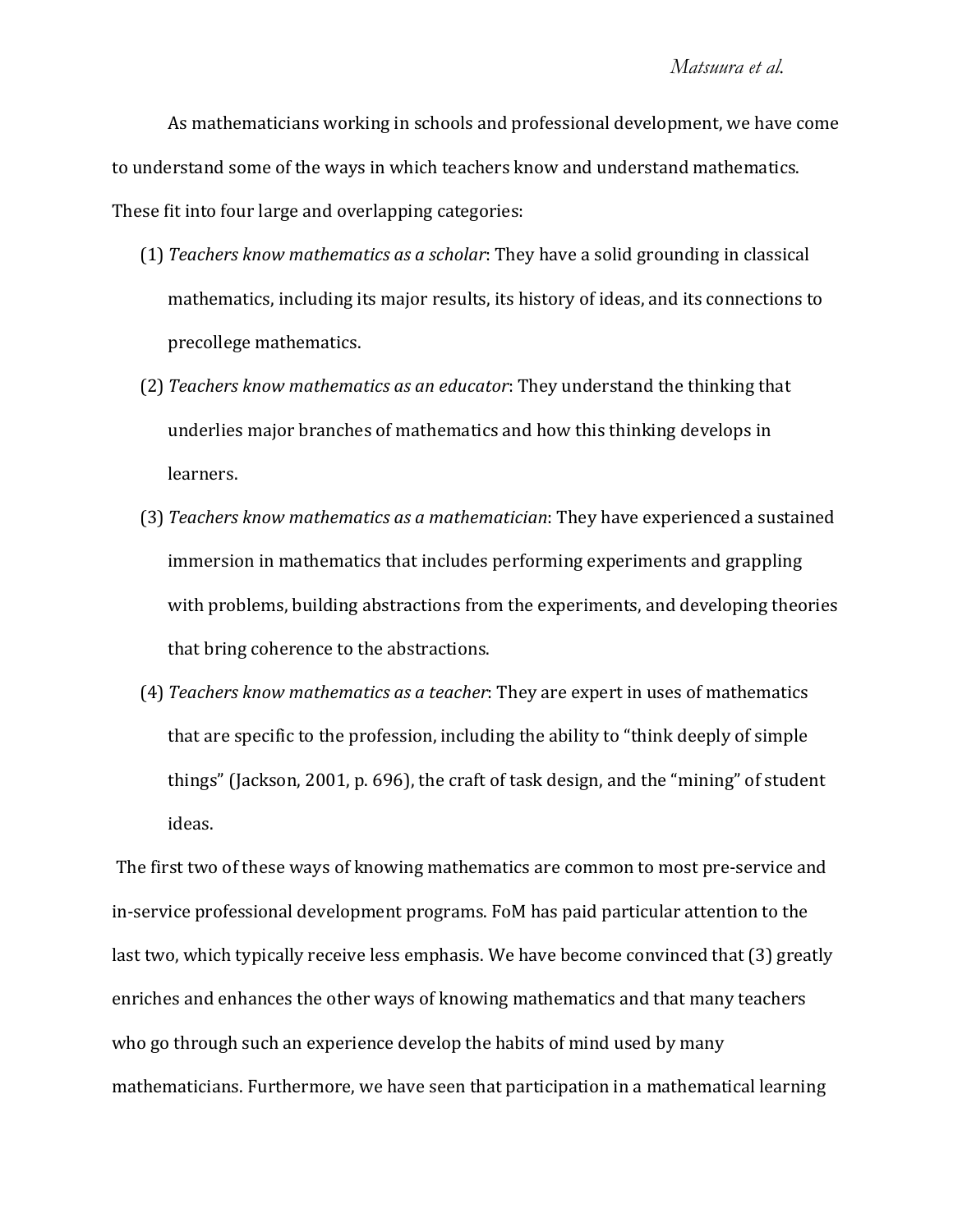As mathematicians working in schools and professional development, we have come to understand some of the ways in which teachers know and understand mathematics. These fit into four large and overlapping categories:

(1) *Teachers know mathematics as a scholar*: They have a solid grounding in classical mathematics, including its major results, its history of ideas, and its connections to precollege mathematics.

(2) *Teachers know mathematics as an educator*: They understand the thinking that underlies major branches of mathematics and how this thinking develops in learners.

(3) *Teachers know mathematics as a mathematician*: They have experienced a sustained immersion in mathematics that includes performing experiments and grappling with problems, building abstractions from the experiments, and developing theories that bring coherence to the abstractions.

(4) *Teachers know mathematics as a teacher*: They are expert in uses of mathematics that are specific to the profession, including the ability to "think deeply of simple things" (Jackson, 2001, p. 696), the craft of task design, and the "mining" of student ideas.

The first two of these ways of knowing mathematics are common to most pre-service and in-service professional development programs. FoM has paid particular attention to the last two, which typically receive less emphasis. We have become convinced that (3) greatly enriches and enhances the other ways of knowing mathematics and that many teachers who go through such an experience develop the habits of mind used by many mathematicians. Furthermore, we have seen that participation in a mathematical learning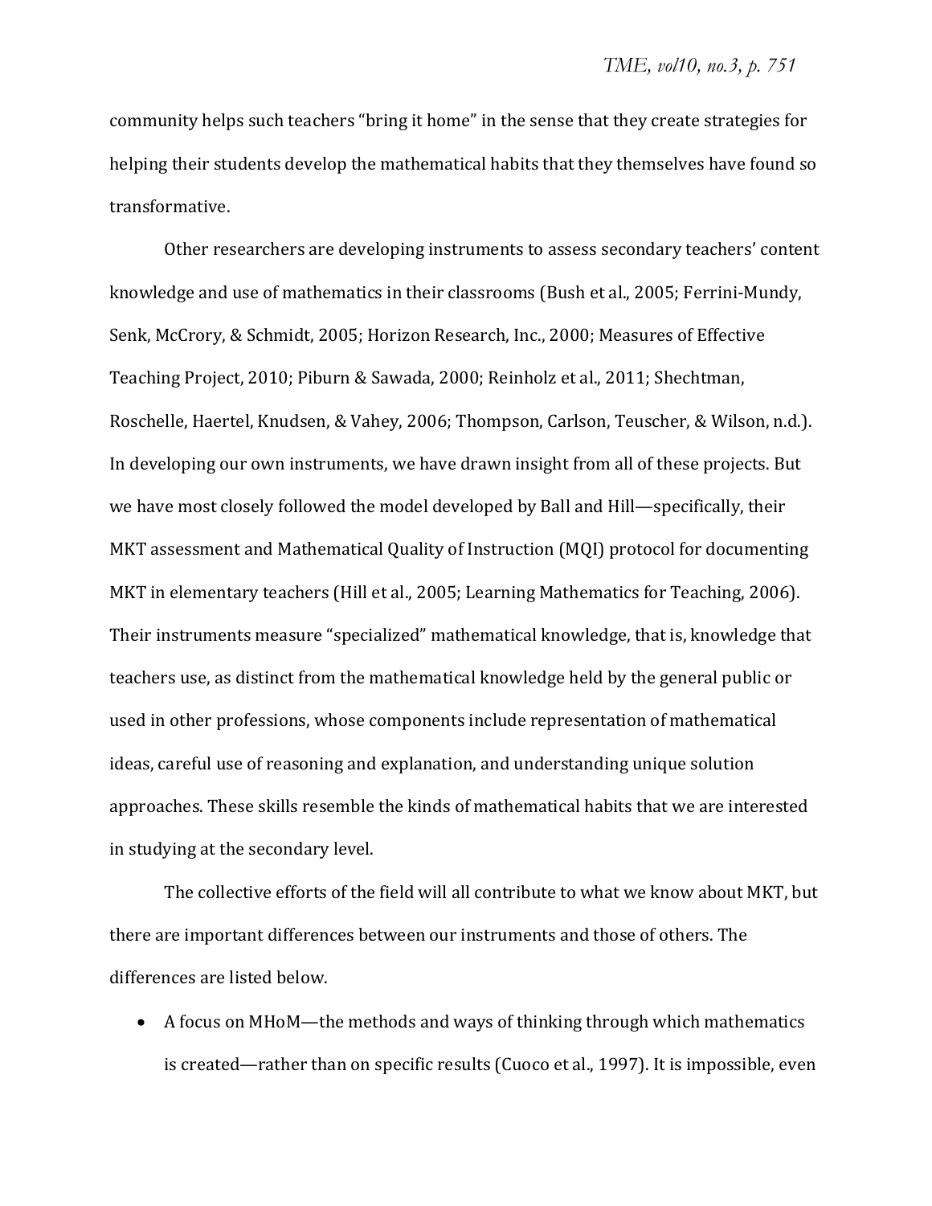community helps such teachers “bring it home” in the sense that they create strategies for helping their students develop the mathematical habits that they themselves have found so transformative.

Other researchers are developing instruments to assess secondary teachers’ content knowledge and use of mathematics in their classrooms (Bush et al., 2005; Ferrini-Mundy, Senk, McCrory, & Schmidt, 2005; Horizon Research, Inc., 2000; Measures of Effective Teaching Project, 2010; Piburn & Sawada, 2000; Reinholz et al., 2011; Shechtman, Roschelle, Haertel, Knudsen, & Vahey, 2006; Thompson, Carlson, Teuscher, & Wilson, n.d.). In developing our own instruments, we have drawn insight from all of these projects. But we have most closely followed the model developed by Ball and Hill—specifically, their MKT assessment and Mathematical Quality of Instruction (MQI) protocol for documenting MKT in elementary teachers (Hill et al., 2005; Learning Mathematics for Teaching, 2006). Their instruments measure “specialized” mathematical knowledge, that is, knowledge that teachers use, as distinct from the mathematical knowledge held by the general public or used in other professions, whose components include representation of mathematical ideas, careful use of reasoning and explanation, and understanding unique solution approaches. These skills resemble the kinds of mathematical habits that we are interested in studying at the secondary level.

The collective efforts of the field will all contribute to what we know about MKT, but there are important differences between our instruments and those of others. The differences are listed below.

- A focus on MHoM—the methods and ways of thinking through which mathematics is created—rather than on specific results (Cuoco et al., 1997). It is impossible, even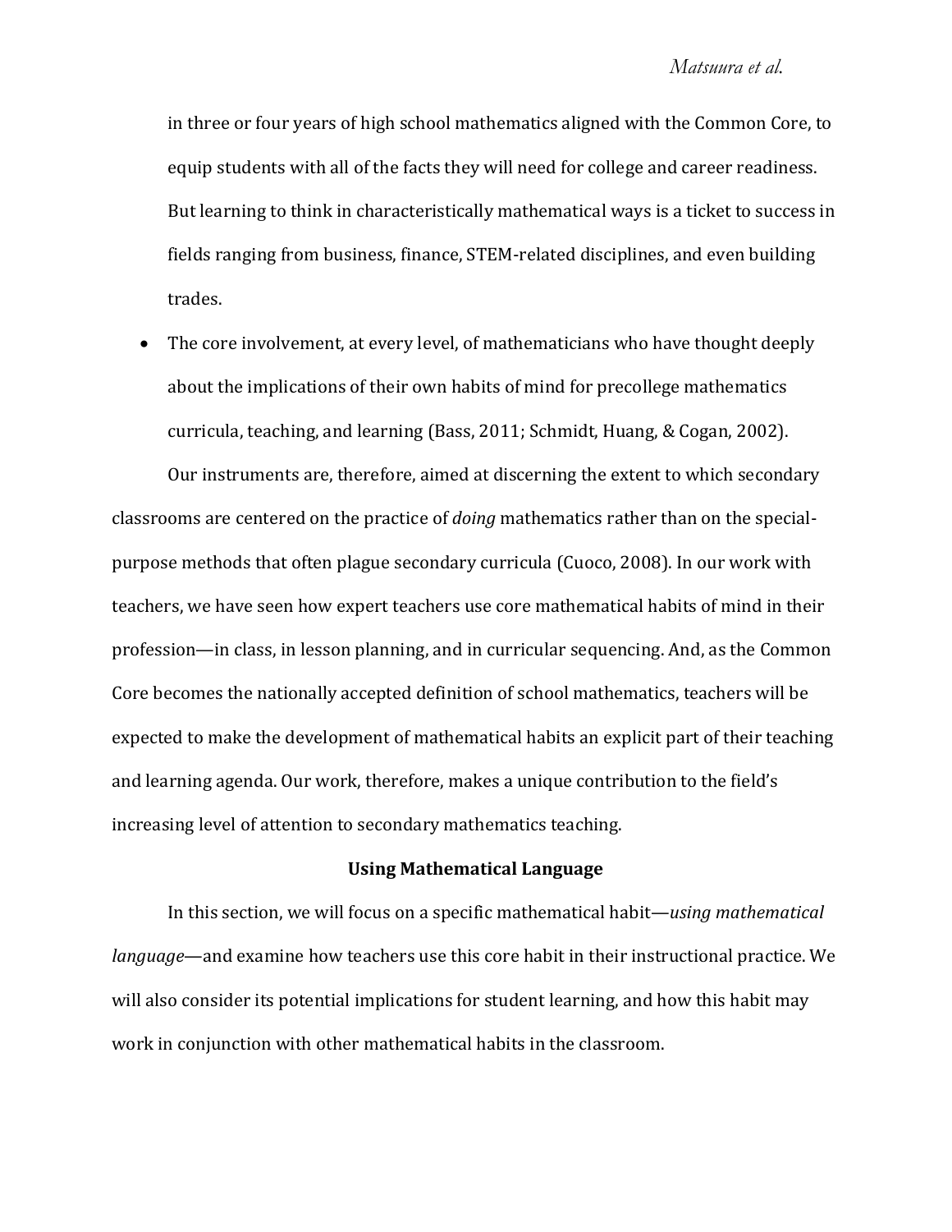in three or four years of high school mathematics aligned with the Common Core, to equip students with all of the facts they will need for college and career readiness. But learning to think in characteristically mathematical ways is a ticket to success in fields ranging from business, finance, STEM-related disciplines, and even building trades.

- The core involvement, at every level, of mathematicians who have thought deeply about the implications of their own habits of mind for precollege mathematics curricula, teaching, and learning (Bass, 2011; Schmidt, Huang, & Cogan, 2002).

Our instruments are, therefore, aimed at discerning the extent to which secondary classrooms are centered on the practice of *doing* mathematics rather than on the special-purpose methods that often plague secondary curricula (Cuoco, 2008). In our work with teachers, we have seen how expert teachers use core mathematical habits of mind in their profession—in class, in lesson planning, and in curricular sequencing. And, as the Common Core becomes the nationally accepted definition of school mathematics, teachers will be expected to make the development of mathematical habits an explicit part of their teaching and learning agenda. Our work, therefore, makes a unique contribution to the field's increasing level of attention to secondary mathematics teaching.

## Using Mathematical Language

In this section, we will focus on a specific mathematical habit—*using mathematical language*—and examine how teachers use this core habit in their instructional practice. We will also consider its potential implications for student learning, and how this habit may work in conjunction with other mathematical habits in the classroom.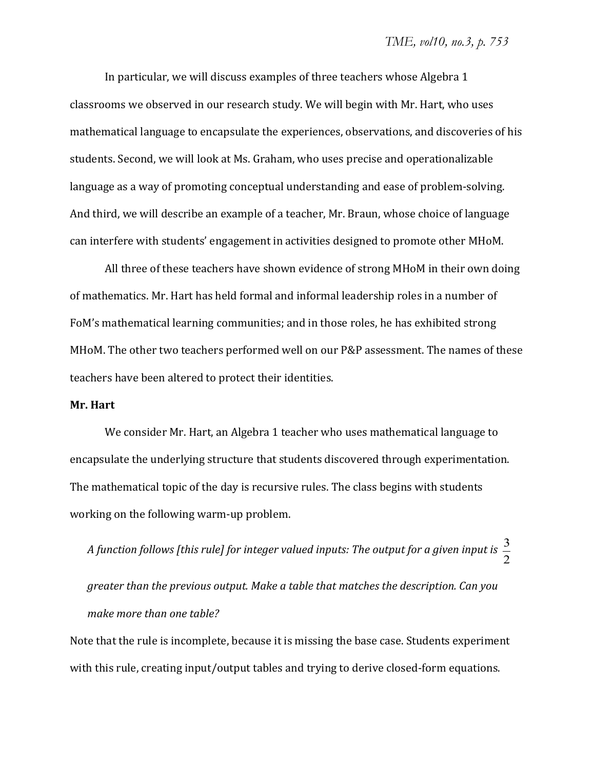In particular, we will discuss examples of three teachers whose Algebra 1 classrooms we observed in our research study. We will begin with Mr. Hart, who uses mathematical language to encapsulate the experiences, observations, and discoveries of his students. Second, we will look at Ms. Graham, who uses precise and operationalizable language as a way of promoting conceptual understanding and ease of problem-solving. And third, we will describe an example of a teacher, Mr. Braun, whose choice of language can interfere with students' engagement in activities designed to promote other MHoM.

All three of these teachers have shown evidence of strong MHoM in their own doing of mathematics. Mr. Hart has held formal and informal leadership roles in a number of FoM's mathematical learning communities; and in those roles, he has exhibited strong MHoM. The other two teachers performed well on our P&P assessment. The names of these teachers have been altered to protect their identities.

**Mr. Hart**

We consider Mr. Hart, an Algebra 1 teacher who uses mathematical language to encapsulate the underlying structure that students discovered through experimentation. The mathematical topic of the day is recursive rules. The class begins with students working on the following warm-up problem.

> *A function follows [this rule] for integer valued inputs: The output for a given input is $\frac{3}{2}$ greater than the previous output. Make a table that matches the description. Can you make more than one table?*

Note that the rule is incomplete, because it is missing the base case. Students experiment with this rule, creating input/output tables and trying to derive closed-form equations.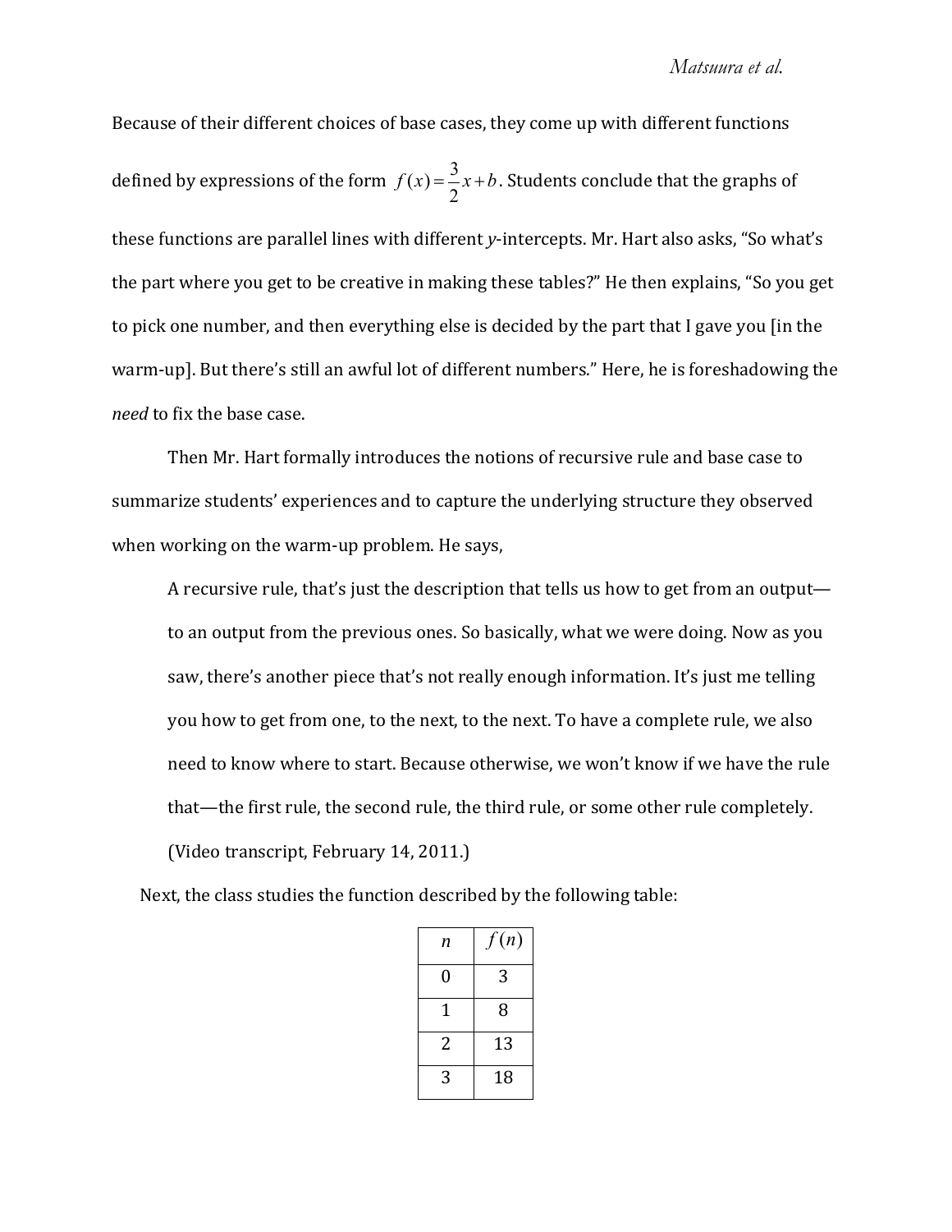Because of their different choices of base cases, they come up with different functions defined by expressions of the form $f(x) = \frac{3}{2}x + b$. Students conclude that the graphs of these functions are parallel lines with different *y*-intercepts. Mr. Hart also asks, “So what’s the part where you get to be creative in making these tables?” He then explains, “So you get to pick one number, and then everything else is decided by the part that I gave you [in the warm-up]. But there’s still an awful lot of different numbers.” Here, he is foreshadowing the *need* to fix the base case.

Then Mr. Hart formally introduces the notions of recursive rule and base case to summarize students’ experiences and to capture the underlying structure they observed when working on the warm-up problem. He says,

> A recursive rule, that’s just the description that tells us how to get from an output—to an output from the previous ones. So basically, what we were doing. Now as you saw, there’s another piece that’s not really enough information. It’s just me telling you how to get from one, to the next, to the next. To have a complete rule, we also need to know where to start. Because otherwise, we won’t know if we have the rule that—the first rule, the second rule, the third rule, or some other rule completely. (Video transcript, February 14, 2011.)

Next, the class studies the function described by the following table:

| $n$ | $f(n)$ |
|---|---|
| 0 | 3 |
| 1 | 8 |
| 2 | 13 |
| 3 | 18 |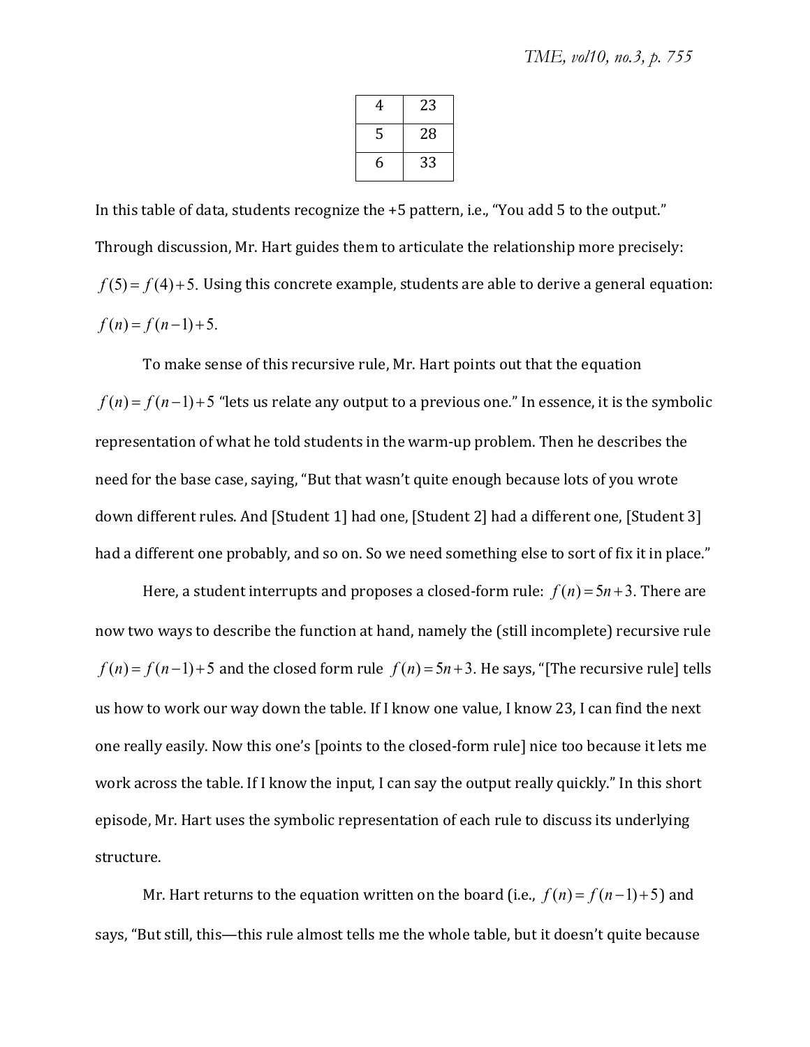| 4 | 23 |
|---|---|
| 5 | 28 |
| 6 | 33 |

In this table of data, students recognize the +5 pattern, i.e., "You add 5 to the output." Through discussion, Mr. Hart guides them to articulate the relationship more precisely: $f(5) = f(4) + 5$. Using this concrete example, students are able to derive a general equation: $f(n) = f(n-1) + 5$.

To make sense of this recursive rule, Mr. Hart points out that the equation $f(n) = f(n-1) + 5$ "lets us relate any output to a previous one." In essence, it is the symbolic representation of what he told students in the warm-up problem. Then he describes the need for the base case, saying, "But that wasn't quite enough because lots of you wrote down different rules. And [Student 1] had one, [Student 2] had a different one, [Student 3] had a different one probably, and so on. So we need something else to sort of fix it in place."

Here, a student interrupts and proposes a closed-form rule: $f(n) = 5n + 3$. There are now two ways to describe the function at hand, namely the (still incomplete) recursive rule $f(n) = f(n-1) + 5$ and the closed form rule $f(n) = 5n + 3$. He says, "[The recursive rule] tells us how to work our way down the table. If I know one value, I know 23, I can find the next one really easily. Now this one's [points to the closed-form rule] nice too because it lets me work across the table. If I know the input, I can say the output really quickly." In this short episode, Mr. Hart uses the symbolic representation of each rule to discuss its underlying structure.

Mr. Hart returns to the equation written on the board (i.e., $f(n) = f(n-1) + 5$) and says, "But still, this—this rule almost tells me the whole table, but it doesn't quite because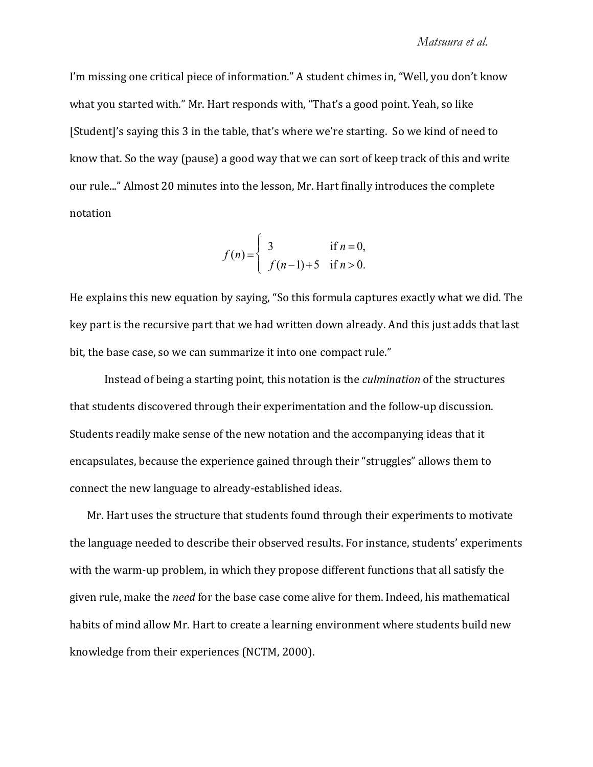I'm missing one critical piece of information." A student chimes in, "Well, you don't know what you started with." Mr. Hart responds with, "That's a good point. Yeah, so like [Student]'s saying this 3 in the table, that's where we're starting. So we kind of need to know that. So the way (pause) a good way that we can sort of keep track of this and write our rule..." Almost 20 minutes into the lesson, Mr. Hart finally introduces the complete notation

$$f(n) = \begin{cases} 3 & \text{if } n = 0, \\ f(n-1)+5 & \text{if } n > 0. \end{cases}$$

He explains this new equation by saying, "So this formula captures exactly what we did. The key part is the recursive part that we had written down already. And this just adds that last bit, the base case, so we can summarize it into one compact rule."

Instead of being a starting point, this notation is the *culmination* of the structures that students discovered through their experimentation and the follow-up discussion. Students readily make sense of the new notation and the accompanying ideas that it encapsulates, because the experience gained through their "struggles" allows them to connect the new language to already-established ideas.

Mr. Hart uses the structure that students found through their experiments to motivate the language needed to describe their observed results. For instance, students' experiments with the warm-up problem, in which they propose different functions that all satisfy the given rule, make the *need* for the base case come alive for them. Indeed, his mathematical habits of mind allow Mr. Hart to create a learning environment where students build new knowledge from their experiences (NCTM, 2000).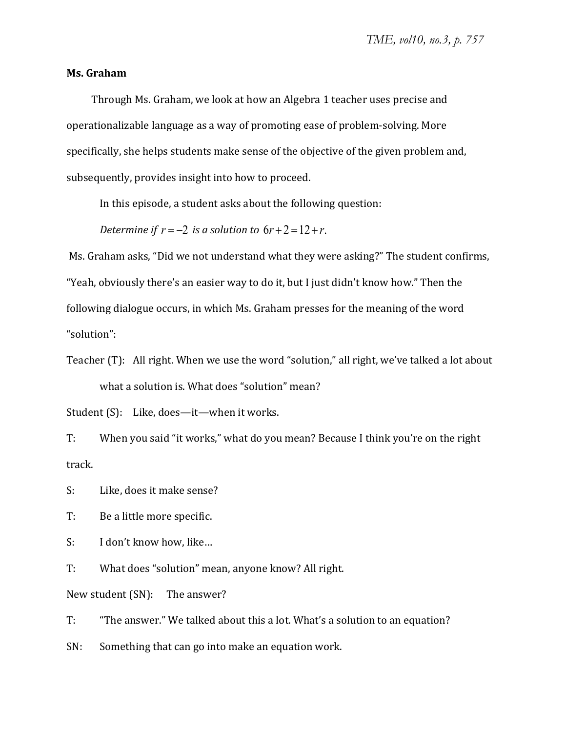**Ms. Graham**

Through Ms. Graham, we look at how an Algebra 1 teacher uses precise and operationalizable language as a way of promoting ease of problem-solving. More specifically, she helps students make sense of the objective of the given problem and, subsequently, provides insight into how to proceed.

In this episode, a student asks about the following question:

*Determine if* $r = -2$ *is a solution to* $6r + 2 = 12 + r$.

Ms. Graham asks, "Did we not understand what they were asking?" The student confirms, "Yeah, obviously there's an easier way to do it, but I just didn't know how." Then the following dialogue occurs, in which Ms. Graham presses for the meaning of the word "solution":

Teacher (T): All right. When we use the word "solution," all right, we've talked a lot about what a solution is. What does "solution" mean?

Student (S): Like, does—it—when it works.

T: When you said "it works," what do you mean? Because I think you're on the right track.

S: Like, does it make sense?

T: Be a little more specific.

S: I don't know how, like…

T: What does "solution" mean, anyone know? All right.

New student (SN): The answer?

T: "The answer." We talked about this a lot. What's a solution to an equation?

SN: Something that can go into make an equation work.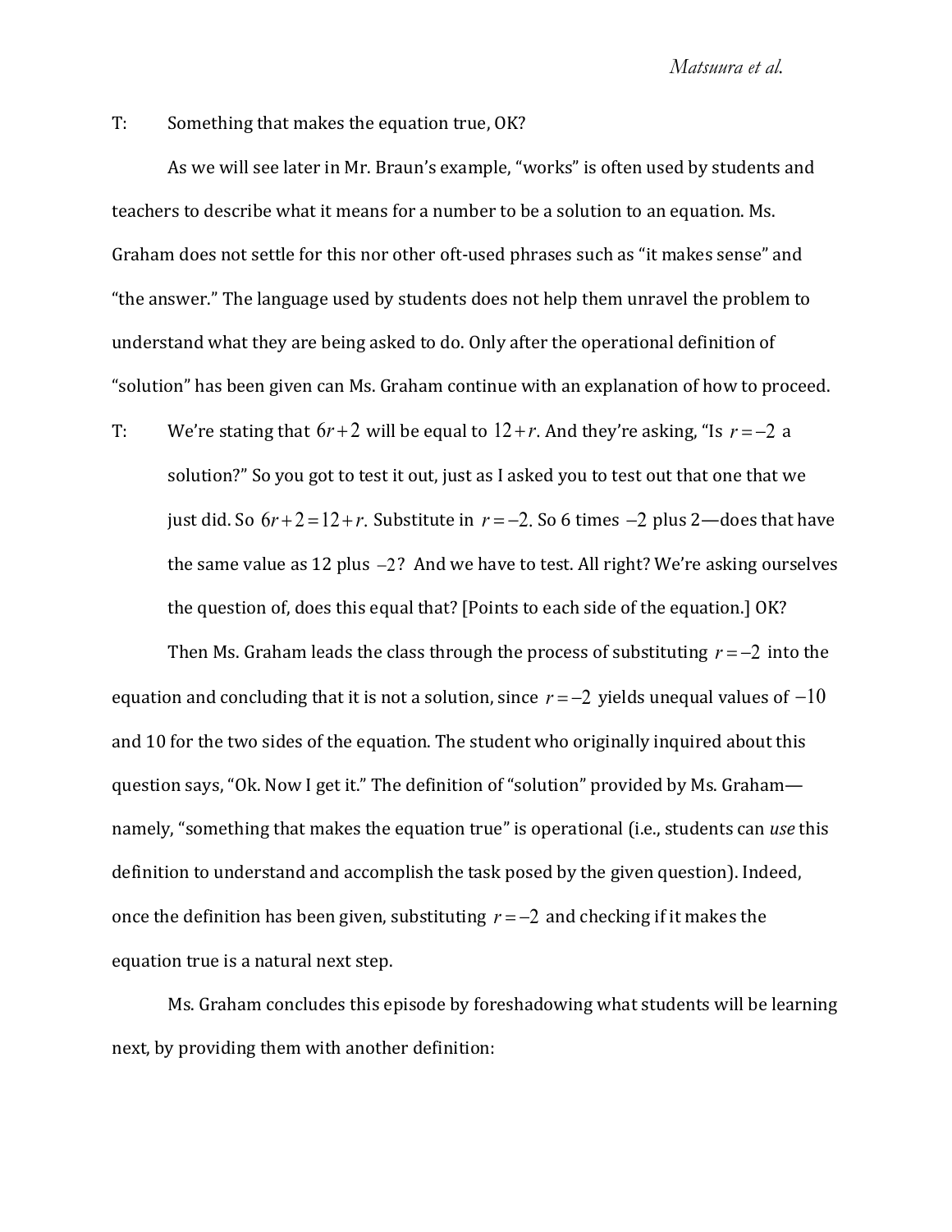T: Something that makes the equation true, OK?

As we will see later in Mr. Braun's example, "works" is often used by students and teachers to describe what it means for a number to be a solution to an equation. Ms. Graham does not settle for this nor other oft-used phrases such as "it makes sense" and "the answer." The language used by students does not help them unravel the problem to understand what they are being asked to do. Only after the operational definition of "solution" has been given can Ms. Graham continue with an explanation of how to proceed.

T: We're stating that $6r+2$ will be equal to $12+r$. And they're asking, "Is $r=-2$ a solution?" So you got to test it out, just as I asked you to test out that one that we just did. So $6r+2=12+r$. Substitute in $r=-2$. So 6 times $-2$ plus 2—does that have the same value as 12 plus $-2$? And we have to test. All right? We're asking ourselves the question of, does this equal that? [Points to each side of the equation.] OK?

Then Ms. Graham leads the class through the process of substituting $r=-2$ into the equation and concluding that it is not a solution, since $r=-2$ yields unequal values of $-10$ and 10 for the two sides of the equation. The student who originally inquired about this question says, "Ok. Now I get it." The definition of "solution" provided by Ms. Graham—namely, "something that makes the equation true" is operational (i.e., students can *use* this definition to understand and accomplish the task posed by the given question). Indeed, once the definition has been given, substituting $r=-2$ and checking if it makes the equation true is a natural next step.

Ms. Graham concludes this episode by foreshadowing what students will be learning next, by providing them with another definition: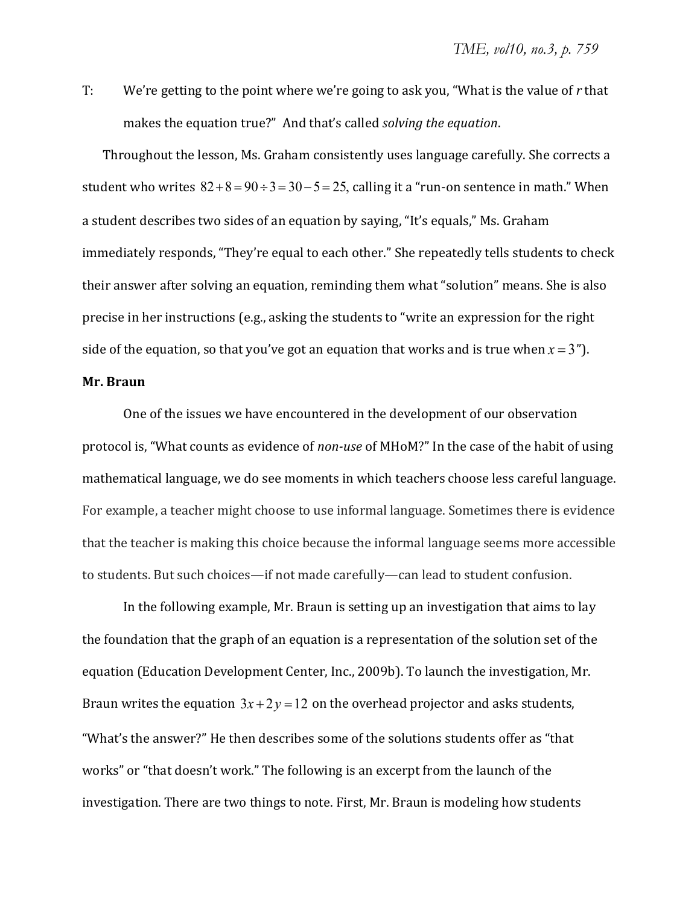T: We're getting to the point where we're going to ask you, "What is the value of $r$ that makes the equation true?" And that's called *solving the equation*.

Throughout the lesson, Ms. Graham consistently uses language carefully. She corrects a student who writes $82+8=90\div 3=30-5=25$, calling it a "run-on sentence in math." When a student describes two sides of an equation by saying, "It's equals," Ms. Graham immediately responds, "They're equal to each other." She repeatedly tells students to check their answer after solving an equation, reminding them what "solution" means. She is also precise in her instructions (e.g., asking the students to "write an expression for the right side of the equation, so that you've got an equation that works and is true when $x=3$").

**Mr. Braun**

One of the issues we have encountered in the development of our observation protocol is, "What counts as evidence of *non-use* of MHoM?" In the case of the habit of using mathematical language, we do see moments in which teachers choose less careful language. For example, a teacher might choose to use informal language. Sometimes there is evidence that the teacher is making this choice because the informal language seems more accessible to students. But such choices—if not made carefully—can lead to student confusion.

In the following example, Mr. Braun is setting up an investigation that aims to lay the foundation that the graph of an equation is a representation of the solution set of the equation (Education Development Center, Inc., 2009b). To launch the investigation, Mr. Braun writes the equation $3x+2y=12$ on the overhead projector and asks students, "What's the answer?" He then describes some of the solutions students offer as "that works" or "that doesn't work." The following is an excerpt from the launch of the investigation. There are two things to note. First, Mr. Braun is modeling how students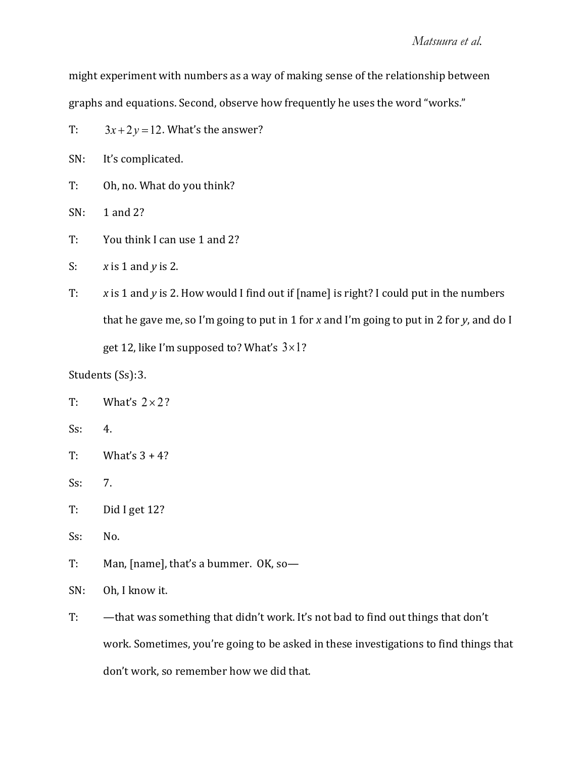might experiment with numbers as a way of making sense of the relationship between graphs and equations. Second, observe how frequently he uses the word "works."

T: $3x + 2y = 12$. What's the answer?

SN: It's complicated.

T: Oh, no. What do you think?

SN: 1 and 2?

T: You think I can use 1 and 2?

S: *x* is 1 and *y* is 2.

T: *x* is 1 and *y* is 2. How would I find out if [name] is right? I could put in the numbers that he gave me, so I'm going to put in 1 for *x* and I'm going to put in 2 for *y*, and do I get 12, like I'm supposed to? What's $3 \times 1$?

Students (Ss): 3.

T: What's $2 \times 2$?

Ss: 4.

T: What's 3 + 4?

Ss: 7.

T: Did I get 12?

Ss: No.

T: Man, [name], that's a bummer. OK, so—

SN: Oh, I know it.

T: —that was something that didn't work. It's not bad to find out things that don't work. Sometimes, you're going to be asked in these investigations to find things that don't work, so remember how we did that.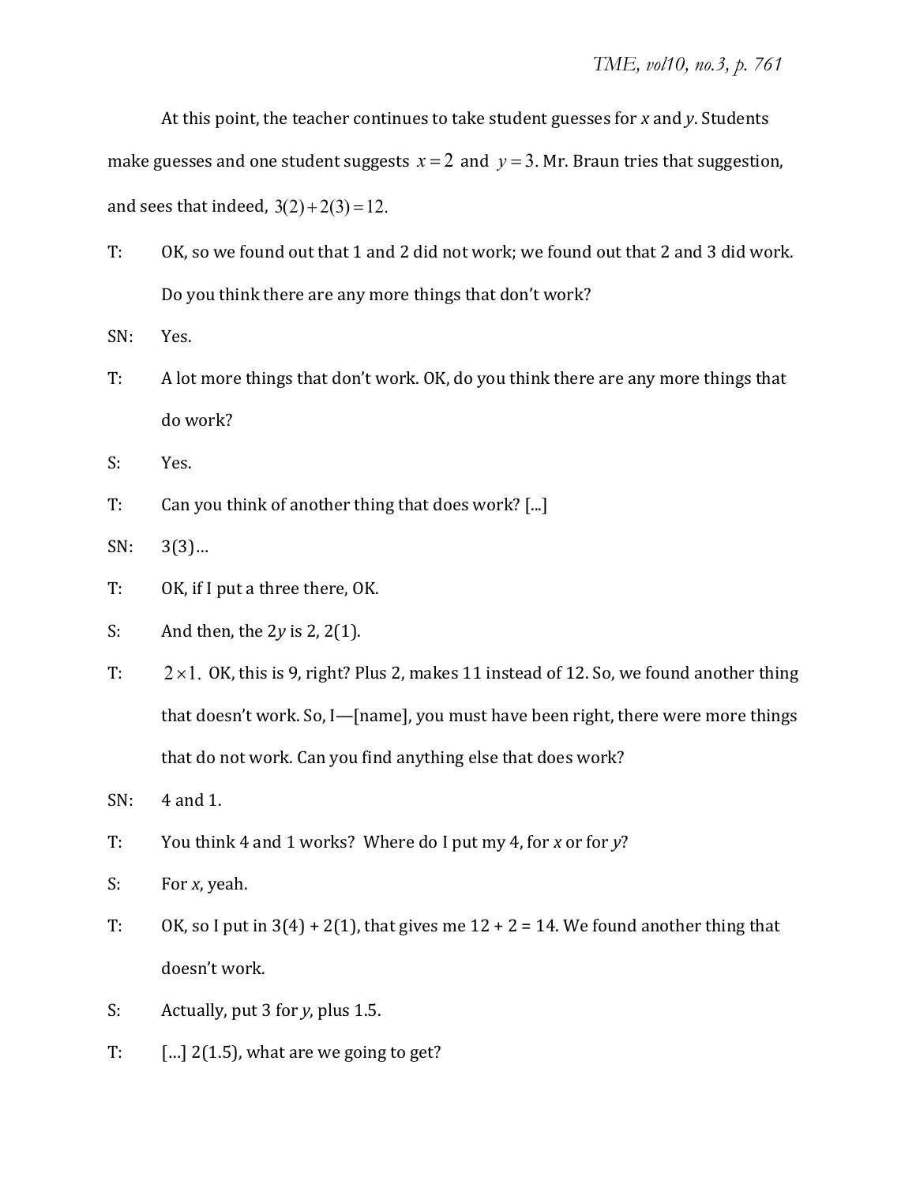At this point, the teacher continues to take student guesses for *x* and *y*. Students make guesses and one student suggests $x = 2$ and $y = 3$. Mr. Braun tries that suggestion, and sees that indeed, $3(2) + 2(3) = 12$.

T: OK, so we found out that 1 and 2 did not work; we found out that 2 and 3 did work. Do you think there are any more things that don't work?

SN: Yes.

T: A lot more things that don't work. OK, do you think there are any more things that do work?

S: Yes.

T: Can you think of another thing that does work? [...]

SN: 3(3)…

T: OK, if I put a three there, OK.

S: And then, the 2*y* is 2, 2(1).

T: $2 \times 1$. OK, this is 9, right? Plus 2, makes 11 instead of 12. So, we found another thing that doesn't work. So, I—[name], you must have been right, there were more things that do not work. Can you find anything else that does work?

SN: 4 and 1.

T: You think 4 and 1 works? Where do I put my 4, for *x* or for *y*?

S: For *x*, yeah.

T: OK, so I put in 3(4) + 2(1), that gives me 12 + 2 = 14. We found another thing that doesn't work.

S: Actually, put 3 for *y*, plus 1.5.

T: [...] 2(1.5), what are we going to get?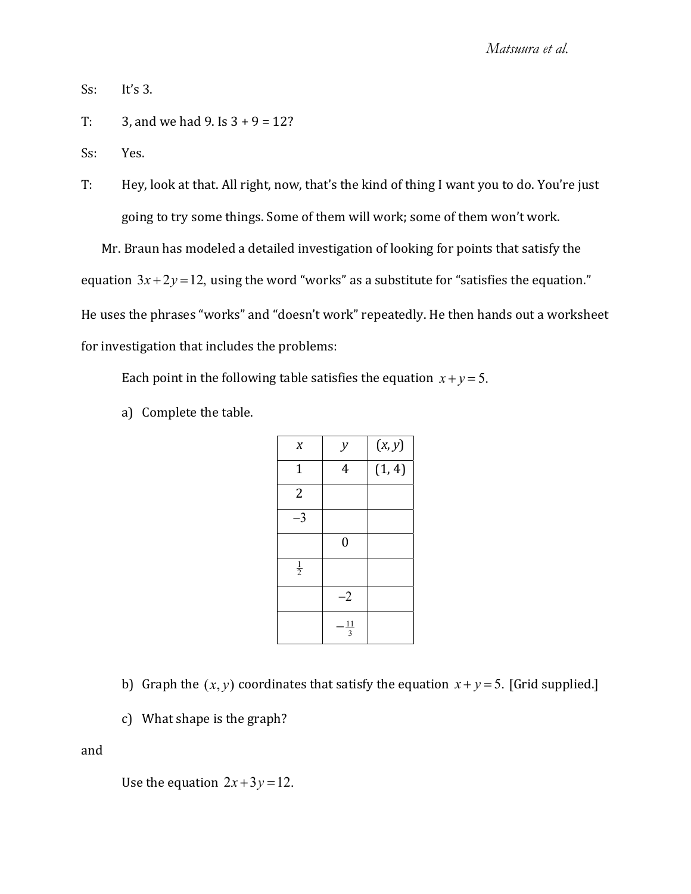Ss: It's 3.

T: 3, and we had 9. Is 3 + 9 = 12?

Ss: Yes.

T: Hey, look at that. All right, now, that's the kind of thing I want you to do. You're just going to try some things. Some of them will work; some of them won't work.

Mr. Braun has modeled a detailed investigation of looking for points that satisfy the equation $3x+2y=12$, using the word "works" as a substitute for "satisfies the equation." He uses the phrases "works" and "doesn't work" repeatedly. He then hands out a worksheet for investigation that includes the problems:

> Each point in the following table satisfies the equation $x+y=5$.
>
> a) Complete the table.
>
> | $x$ | $y$ | $(x, y)$ |
> |---|---|---|
> | 1 | 4 | (1, 4) |
> | 2 | | |
> | –3 | | |
> | | 0 | |
> | $\frac{1}{2}$ | | |
> | | –2 | |
> | | $-\frac{11}{3}$ | |
>
> b) Graph the $(x, y)$ coordinates that satisfy the equation $x+y=5$. [Grid supplied.]
>
> c) What shape is the graph?

and

> Use the equation $2x+3y=12$.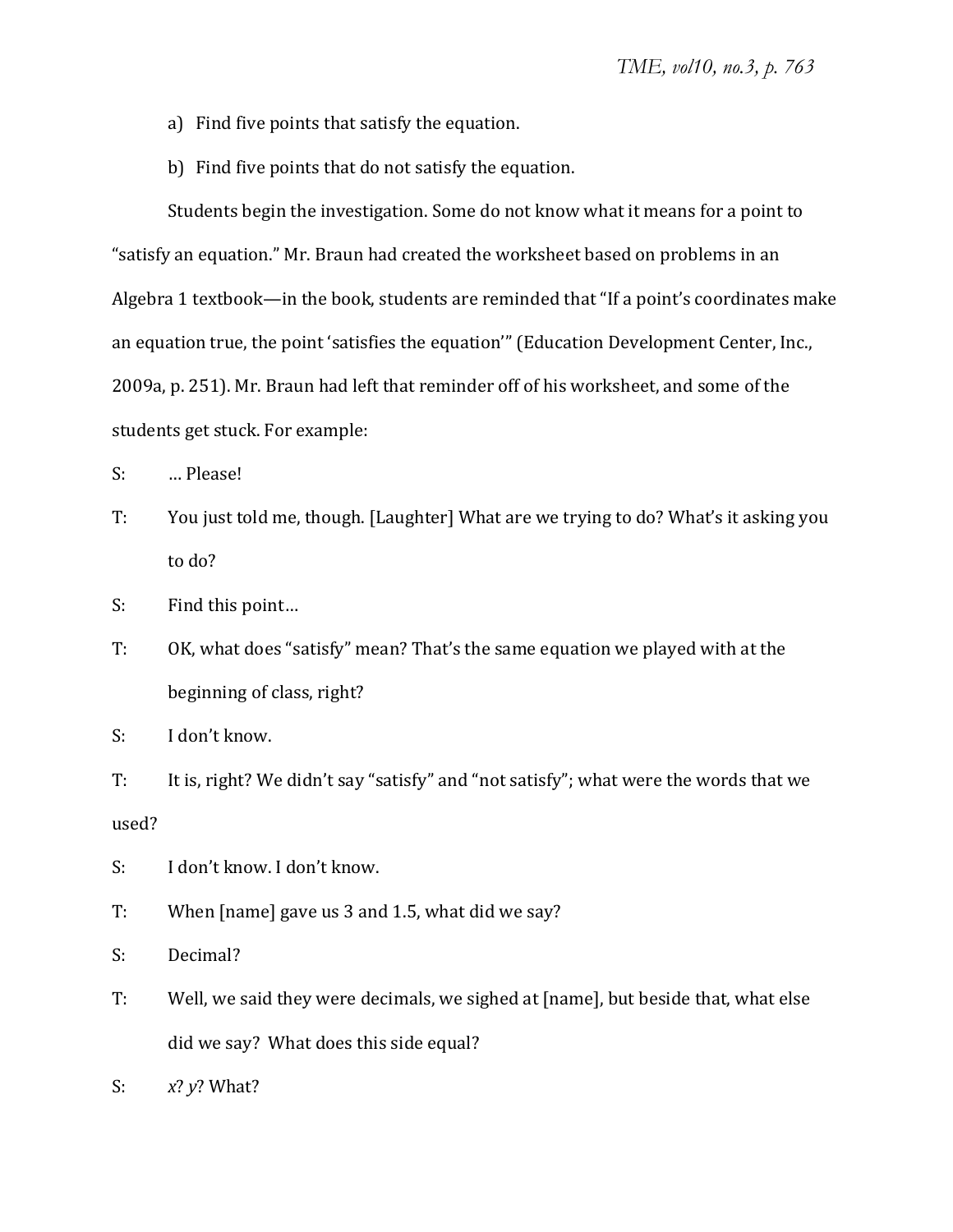a) Find five points that satisfy the equation.

b) Find five points that do not satisfy the equation.

Students begin the investigation. Some do not know what it means for a point to "satisfy an equation." Mr. Braun had created the worksheet based on problems in an Algebra 1 textbook—in the book, students are reminded that "If a point's coordinates make an equation true, the point 'satisfies the equation'" (Education Development Center, Inc., 2009a, p. 251). Mr. Braun had left that reminder off of his worksheet, and some of the students get stuck. For example:

S: … Please!

T: You just told me, though. [Laughter] What are we trying to do? What's it asking you to do?

S: Find this point…

T: OK, what does "satisfy" mean? That's the same equation we played with at the beginning of class, right?

S: I don't know.

T: It is, right? We didn't say "satisfy" and "not satisfy"; what were the words that we used?

S: I don't know. I don't know.

T: When [name] gave us 3 and 1.5, what did we say?

S: Decimal?

T: Well, we said they were decimals, we sighed at [name], but beside that, what else did we say? What does this side equal?

S: *x*? *y*? What?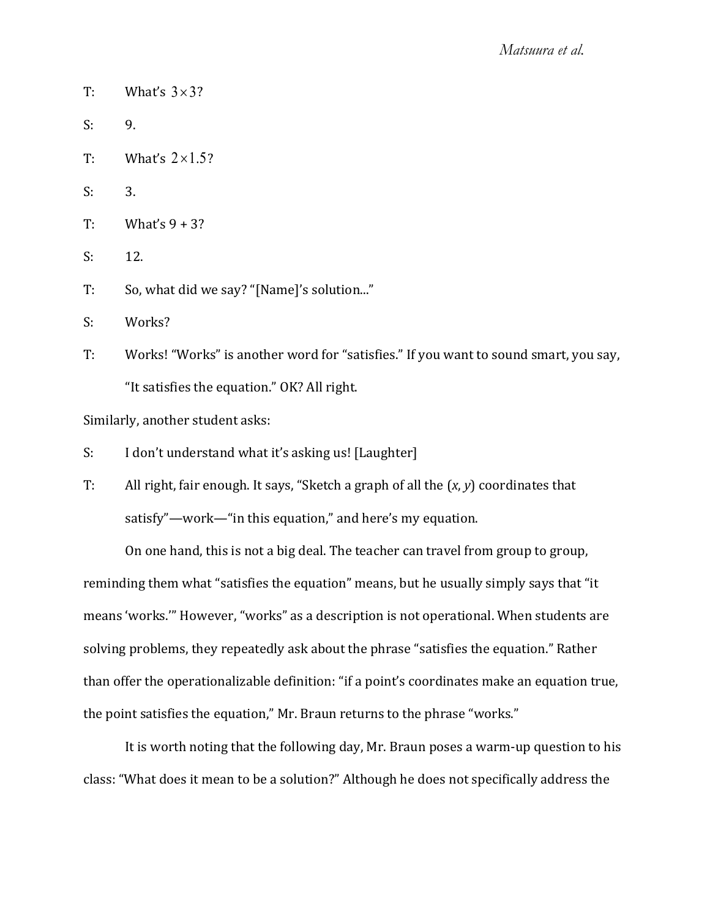T: What's $3 \times 3$?

S: 9.

T: What's $2 \times 1.5$?

S: 3.

T: What's 9 + 3?

S: 12.

T: So, what did we say? "[Name]'s solution..."

S: Works?

T: Works! "Works" is another word for "satisfies." If you want to sound smart, you say, "It satisfies the equation." OK? All right.

Similarly, another student asks:

S: I don't understand what it's asking us! [Laughter]

T: All right, fair enough. It says, "Sketch a graph of all the ($x$, $y$) coordinates that satisfy"—work—"in this equation," and here's my equation.

On one hand, this is not a big deal. The teacher can travel from group to group, reminding them what "satisfies the equation" means, but he usually simply says that "it means 'works.'" However, "works" as a description is not operational. When students are solving problems, they repeatedly ask about the phrase "satisfies the equation." Rather than offer the operationalizable definition: "if a point's coordinates make an equation true, the point satisfies the equation," Mr. Braun returns to the phrase "works."

It is worth noting that the following day, Mr. Braun poses a warm-up question to his class: "What does it mean to be a solution?" Although he does not specifically address the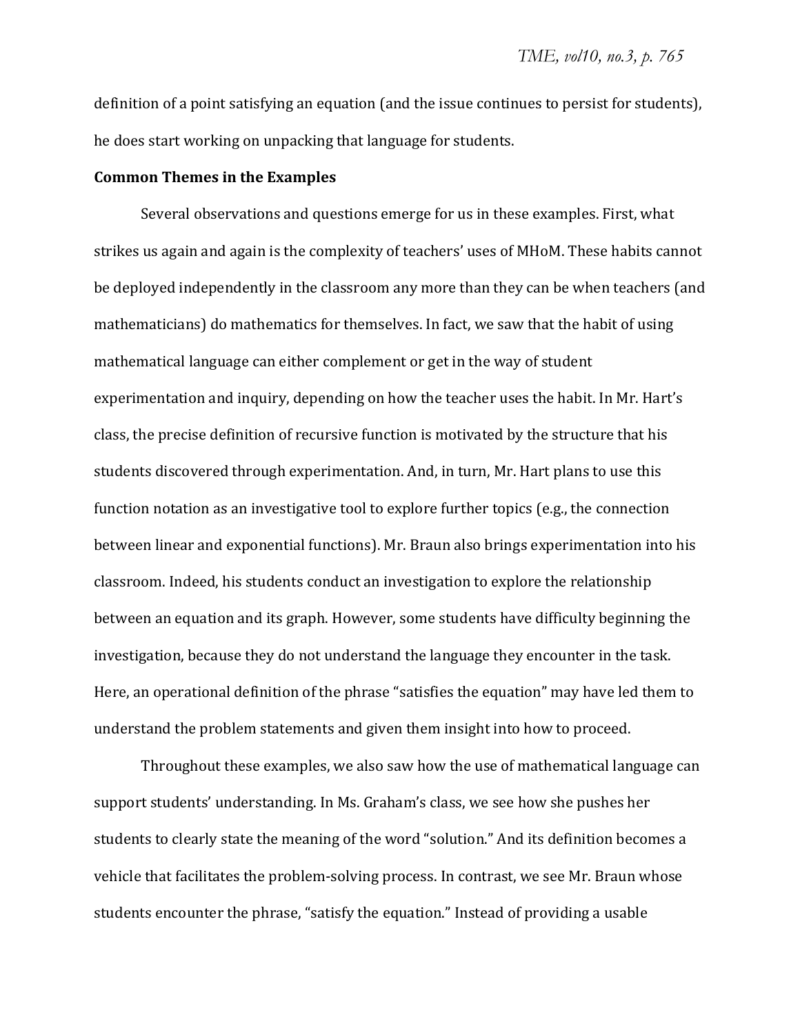definition of a point satisfying an equation (and the issue continues to persist for students), he does start working on unpacking that language for students.

**Common Themes in the Examples**

Several observations and questions emerge for us in these examples. First, what strikes us again and again is the complexity of teachers' uses of MHoM. These habits cannot be deployed independently in the classroom any more than they can be when teachers (and mathematicians) do mathematics for themselves. In fact, we saw that the habit of using mathematical language can either complement or get in the way of student experimentation and inquiry, depending on how the teacher uses the habit. In Mr. Hart's class, the precise definition of recursive function is motivated by the structure that his students discovered through experimentation. And, in turn, Mr. Hart plans to use this function notation as an investigative tool to explore further topics (e.g., the connection between linear and exponential functions). Mr. Braun also brings experimentation into his classroom. Indeed, his students conduct an investigation to explore the relationship between an equation and its graph. However, some students have difficulty beginning the investigation, because they do not understand the language they encounter in the task. Here, an operational definition of the phrase "satisfies the equation" may have led them to understand the problem statements and given them insight into how to proceed.

Throughout these examples, we also saw how the use of mathematical language can support students' understanding. In Ms. Graham's class, we see how she pushes her students to clearly state the meaning of the word "solution." And its definition becomes a vehicle that facilitates the problem-solving process. In contrast, we see Mr. Braun whose students encounter the phrase, "satisfy the equation." Instead of providing a usable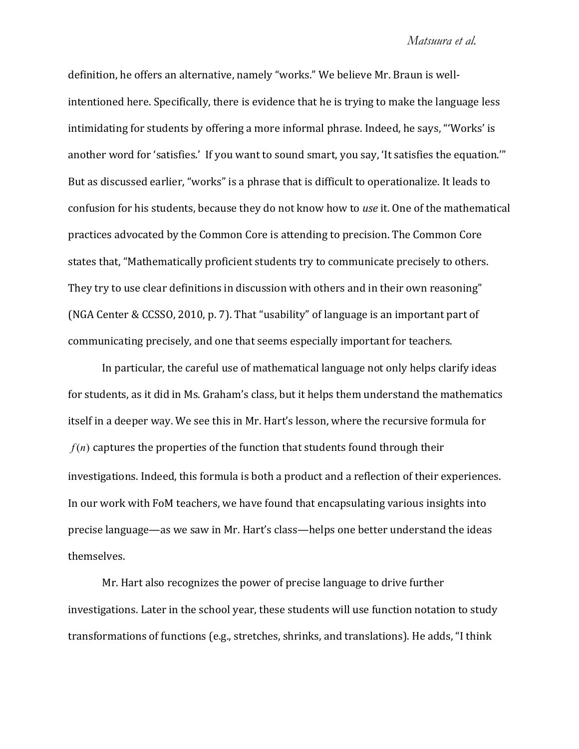definition, he offers an alternative, namely "works." We believe Mr. Braun is well-intentioned here. Specifically, there is evidence that he is trying to make the language less intimidating for students by offering a more informal phrase. Indeed, he says, "'Works' is another word for 'satisfies.' If you want to sound smart, you say, 'It satisfies the equation.'" But as discussed earlier, "works" is a phrase that is difficult to operationalize. It leads to confusion for his students, because they do not know how to *use* it. One of the mathematical practices advocated by the Common Core is attending to precision. The Common Core states that, "Mathematically proficient students try to communicate precisely to others. They try to use clear definitions in discussion with others and in their own reasoning" (NGA Center & CCSSO, 2010, p. 7). That "usability" of language is an important part of communicating precisely, and one that seems especially important for teachers.

In particular, the careful use of mathematical language not only helps clarify ideas for students, as it did in Ms. Graham's class, but it helps them understand the mathematics itself in a deeper way. We see this in Mr. Hart's lesson, where the recursive formula for $f(n)$ captures the properties of the function that students found through their investigations. Indeed, this formula is both a product and a reflection of their experiences. In our work with FoM teachers, we have found that encapsulating various insights into precise language—as we saw in Mr. Hart's class—helps one better understand the ideas themselves.

Mr. Hart also recognizes the power of precise language to drive further investigations. Later in the school year, these students will use function notation to study transformations of functions (e.g., stretches, shrinks, and translations). He adds, "I think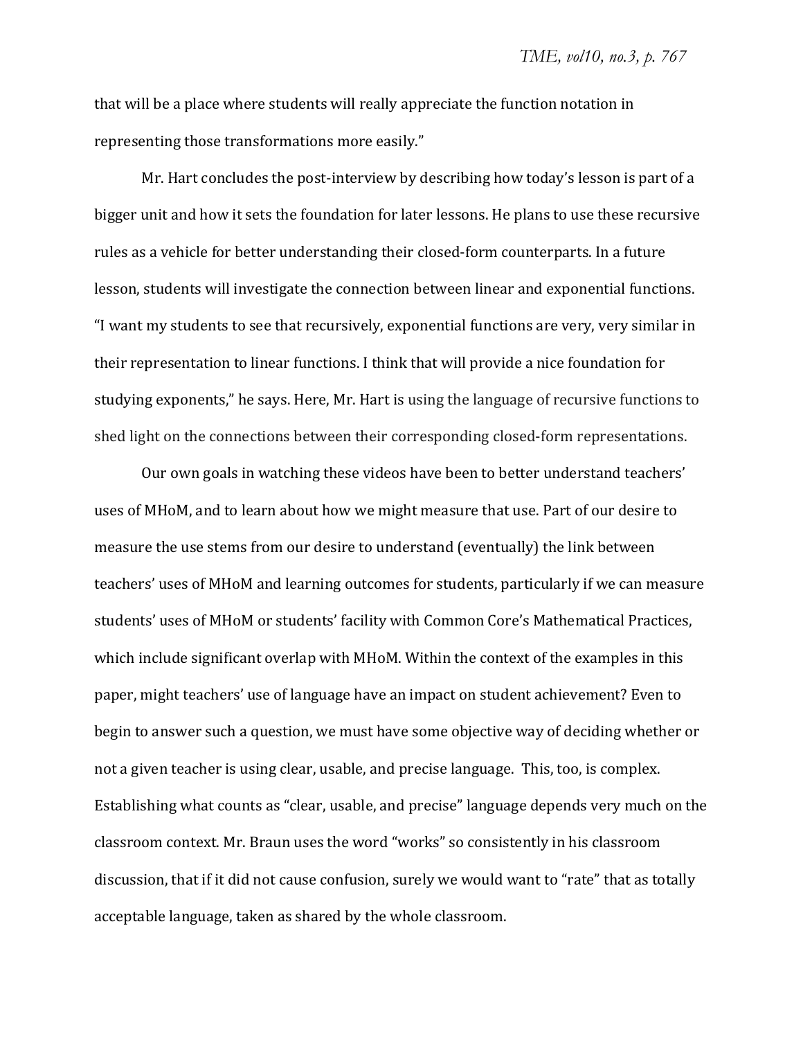that will be a place where students will really appreciate the function notation in representing those transformations more easily."

Mr. Hart concludes the post-interview by describing how today's lesson is part of a bigger unit and how it sets the foundation for later lessons. He plans to use these recursive rules as a vehicle for better understanding their closed-form counterparts. In a future lesson, students will investigate the connection between linear and exponential functions. "I want my students to see that recursively, exponential functions are very, very similar in their representation to linear functions. I think that will provide a nice foundation for studying exponents," he says. Here, Mr. Hart is using the language of recursive functions to shed light on the connections between their corresponding closed-form representations.

Our own goals in watching these videos have been to better understand teachers' uses of MHoM, and to learn about how we might measure that use. Part of our desire to measure the use stems from our desire to understand (eventually) the link between teachers' uses of MHoM and learning outcomes for students, particularly if we can measure students' uses of MHoM or students' facility with Common Core's Mathematical Practices, which include significant overlap with MHoM. Within the context of the examples in this paper, might teachers' use of language have an impact on student achievement? Even to begin to answer such a question, we must have some objective way of deciding whether or not a given teacher is using clear, usable, and precise language. This, too, is complex. Establishing what counts as "clear, usable, and precise" language depends very much on the classroom context. Mr. Braun uses the word "works" so consistently in his classroom discussion, that if it did not cause confusion, surely we would want to "rate" that as totally acceptable language, taken as shared by the whole classroom.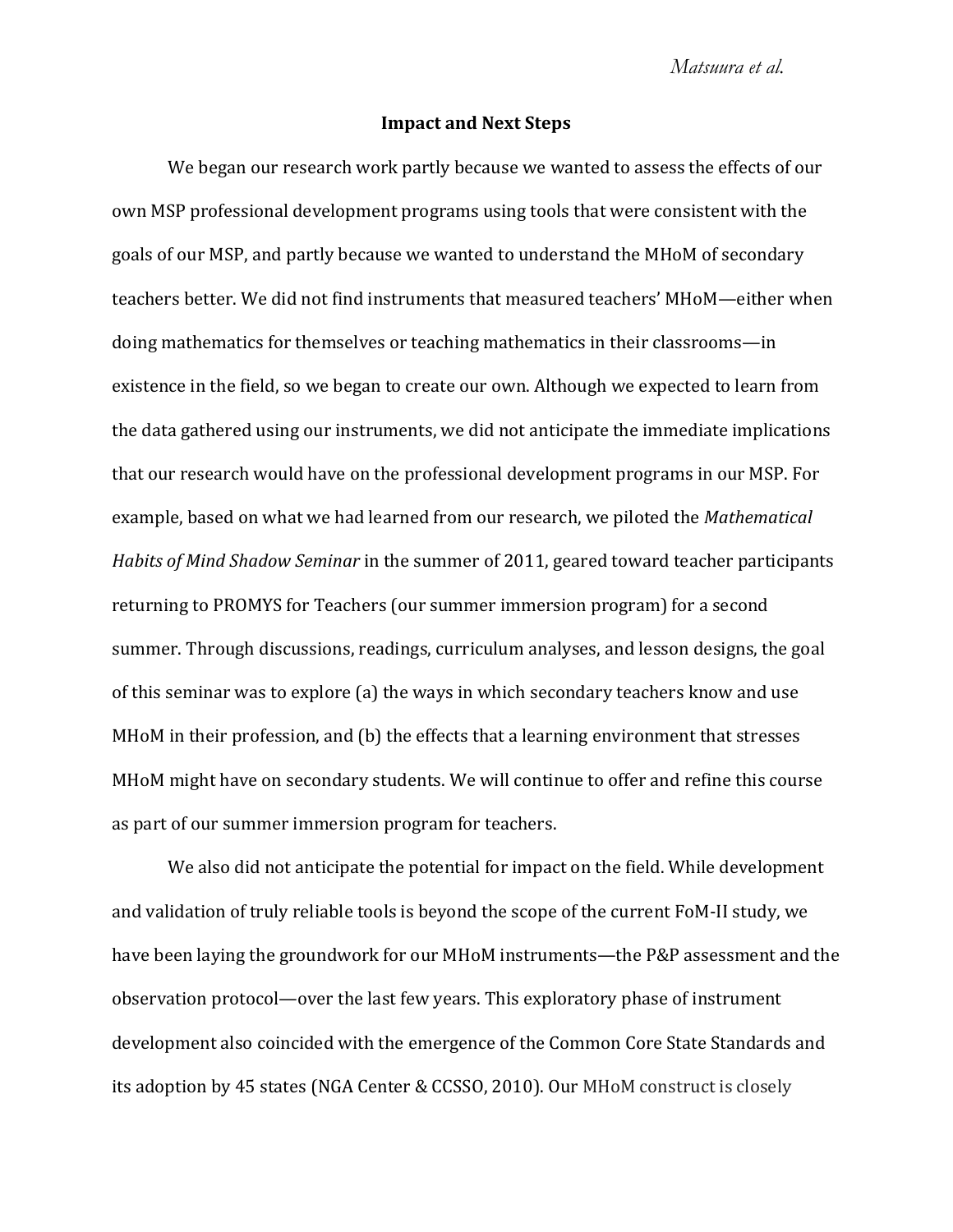## Impact and Next Steps

We began our research work partly because we wanted to assess the effects of our own MSP professional development programs using tools that were consistent with the goals of our MSP, and partly because we wanted to understand the MHoM of secondary teachers better. We did not find instruments that measured teachers' MHoM—either when doing mathematics for themselves or teaching mathematics in their classrooms—in existence in the field, so we began to create our own. Although we expected to learn from the data gathered using our instruments, we did not anticipate the immediate implications that our research would have on the professional development programs in our MSP. For example, based on what we had learned from our research, we piloted the *Mathematical Habits of Mind Shadow Seminar* in the summer of 2011, geared toward teacher participants returning to PROMYS for Teachers (our summer immersion program) for a second summer. Through discussions, readings, curriculum analyses, and lesson designs, the goal of this seminar was to explore (a) the ways in which secondary teachers know and use MHoM in their profession, and (b) the effects that a learning environment that stresses MHoM might have on secondary students. We will continue to offer and refine this course as part of our summer immersion program for teachers.

We also did not anticipate the potential for impact on the field. While development and validation of truly reliable tools is beyond the scope of the current FoM-II study, we have been laying the groundwork for our MHoM instruments—the P&P assessment and the observation protocol—over the last few years. This exploratory phase of instrument development also coincided with the emergence of the Common Core State Standards and its adoption by 45 states (NGA Center & CCSSO, 2010). Our MHoM construct is closely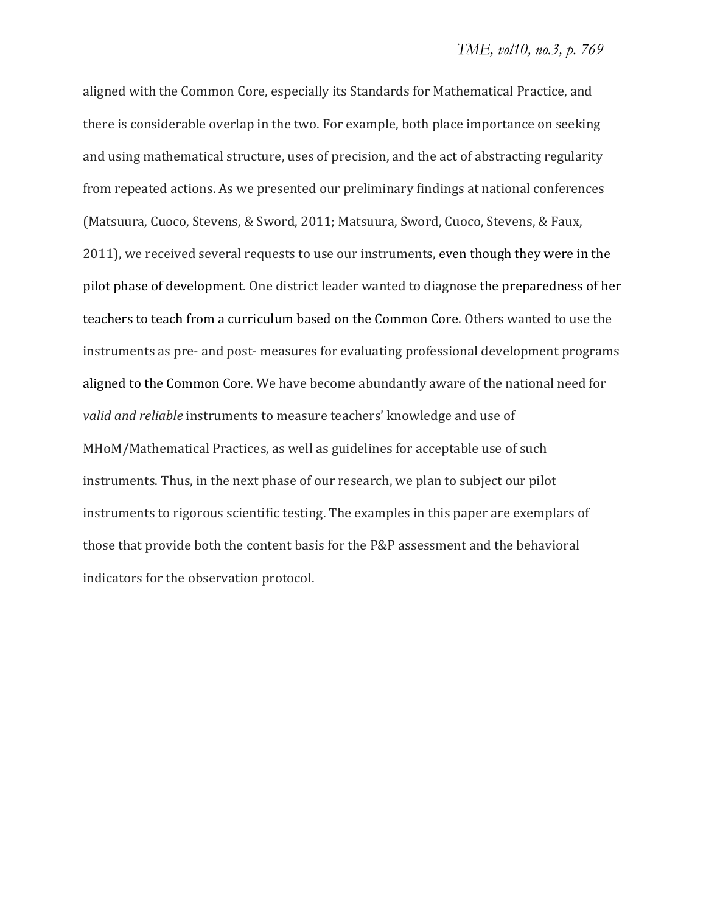aligned with the Common Core, especially its Standards for Mathematical Practice, and there is considerable overlap in the two. For example, both place importance on seeking and using mathematical structure, uses of precision, and the act of abstracting regularity from repeated actions. As we presented our preliminary findings at national conferences (Matsuura, Cuoco, Stevens, & Sword, 2011; Matsuura, Sword, Cuoco, Stevens, & Faux, 2011), we received several requests to use our instruments, even though they were in the pilot phase of development. One district leader wanted to diagnose the preparedness of her teachers to teach from a curriculum based on the Common Core. Others wanted to use the instruments as pre- and post- measures for evaluating professional development programs aligned to the Common Core. We have become abundantly aware of the national need for *valid and reliable* instruments to measure teachers' knowledge and use of MHoM/Mathematical Practices, as well as guidelines for acceptable use of such instruments. Thus, in the next phase of our research, we plan to subject our pilot instruments to rigorous scientific testing. The examples in this paper are exemplars of those that provide both the content basis for the P&P assessment and the behavioral indicators for the observation protocol.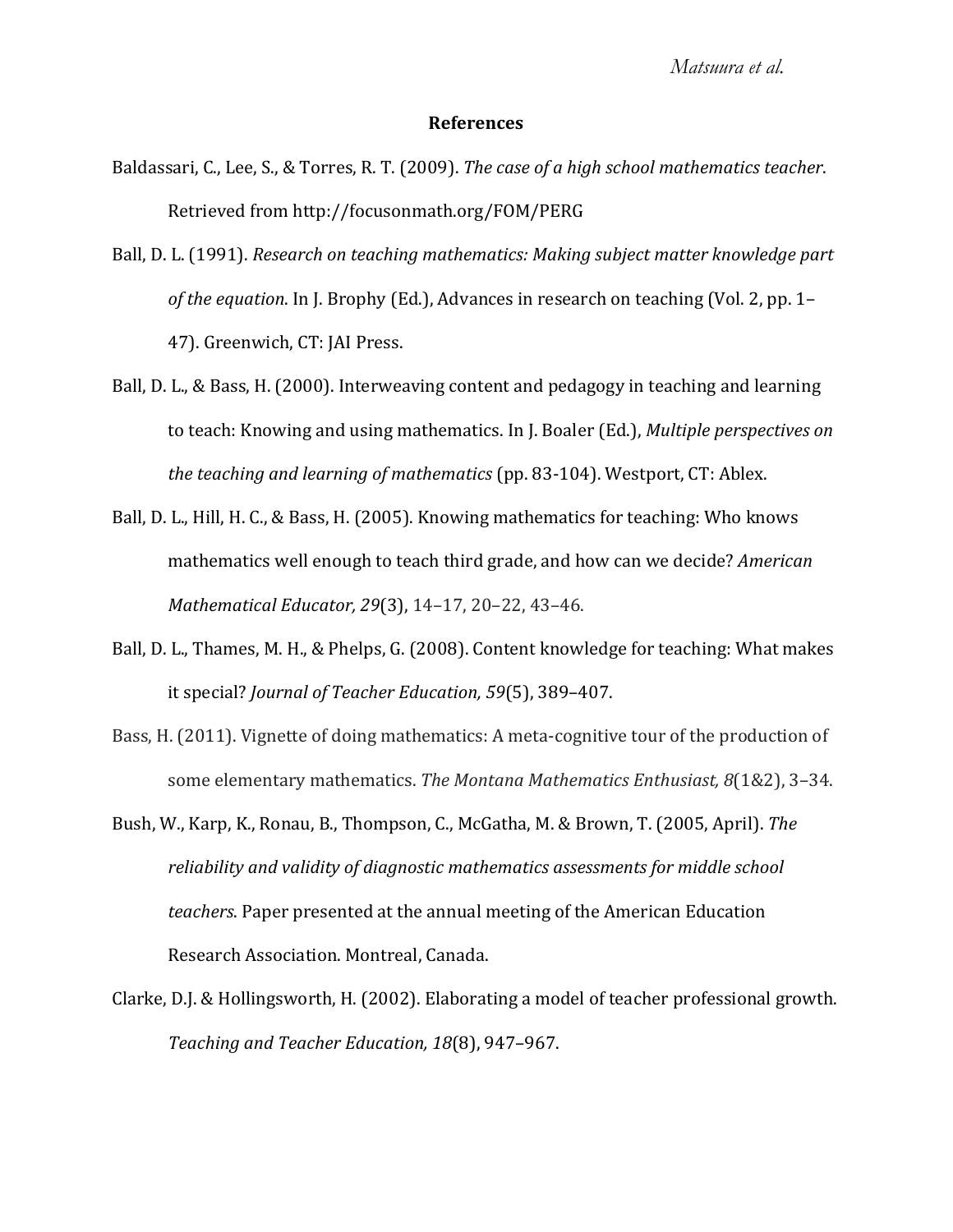## References

Baldassari, C., Lee, S., & Torres, R. T. (2009). *The case of a high school mathematics teacher*. Retrieved from http://focusonmath.org/FOM/PERG

Ball, D. L. (1991). *Research on teaching mathematics: Making subject matter knowledge part of the equation*. In J. Brophy (Ed.), Advances in research on teaching (Vol. 2, pp. 1–47). Greenwich, CT: JAI Press.

Ball, D. L., & Bass, H. (2000). Interweaving content and pedagogy in teaching and learning to teach: Knowing and using mathematics. In J. Boaler (Ed.), *Multiple perspectives on the teaching and learning of mathematics* (pp. 83-104). Westport, CT: Ablex.

Ball, D. L., Hill, H. C., & Bass, H. (2005). Knowing mathematics for teaching: Who knows mathematics well enough to teach third grade, and how can we decide? *American Mathematical Educator, 29*(3), 14–17, 20–22, 43–46.

Ball, D. L., Thames, M. H., & Phelps, G. (2008). Content knowledge for teaching: What makes it special? *Journal of Teacher Education, 59*(5), 389–407.

Bass, H. (2011). Vignette of doing mathematics: A meta-cognitive tour of the production of some elementary mathematics. *The Montana Mathematics Enthusiast, 8*(1&2), 3–34.

Bush, W., Karp, K., Ronau, B., Thompson, C., McGatha, M. & Brown, T. (2005, April). *The reliability and validity of diagnostic mathematics assessments for middle school teachers*. Paper presented at the annual meeting of the American Education Research Association. Montreal, Canada.

Clarke, D.J. & Hollingsworth, H. (2002). Elaborating a model of teacher professional growth. *Teaching and Teacher Education, 18*(8), 947–967.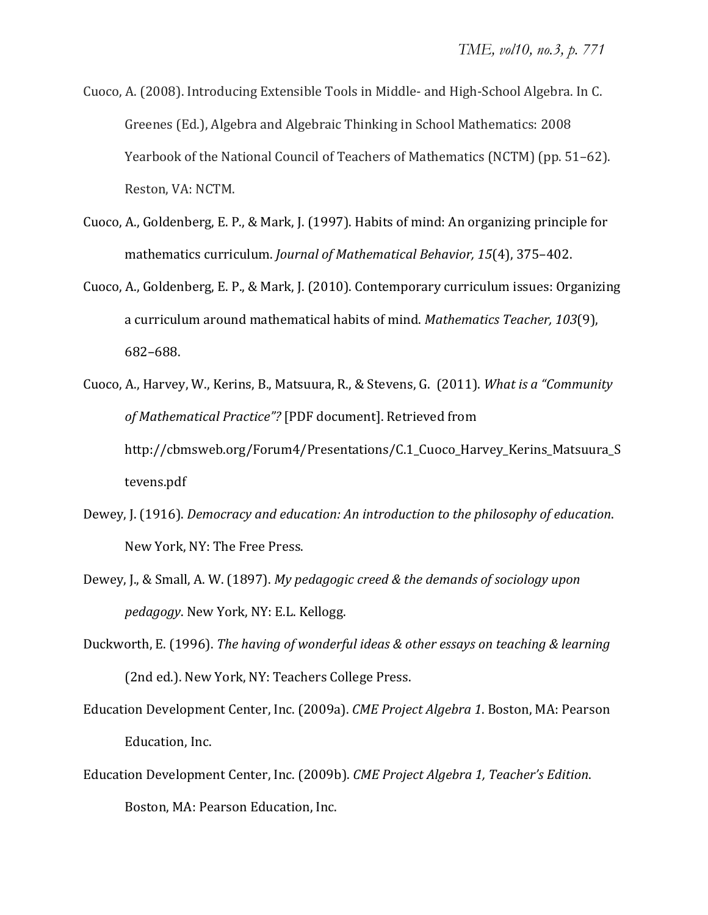Cuoco, A. (2008). Introducing Extensible Tools in Middle- and High-School Algebra. In C. Greenes (Ed.), Algebra and Algebraic Thinking in School Mathematics: 2008 Yearbook of the National Council of Teachers of Mathematics (NCTM) (pp. 51–62). Reston, VA: NCTM.

Cuoco, A., Goldenberg, E. P., & Mark, J. (1997). Habits of mind: An organizing principle for mathematics curriculum. *Journal of Mathematical Behavior, 15*(4), 375–402.

Cuoco, A., Goldenberg, E. P., & Mark, J. (2010). Contemporary curriculum issues: Organizing a curriculum around mathematical habits of mind. *Mathematics Teacher, 103*(9), 682–688.

Cuoco, A., Harvey, W., Kerins, B., Matsuura, R., & Stevens, G. (2011). *What is a "Community of Mathematical Practice"?* [PDF document]. Retrieved from http://cbmsweb.org/Forum4/Presentations/C.1_Cuoco_Harvey_Kerins_Matsuura_Stevens.pdf

Dewey, J. (1916). *Democracy and education: An introduction to the philosophy of education*. New York, NY: The Free Press.

Dewey, J., & Small, A. W. (1897). *My pedagogic creed & the demands of sociology upon pedagogy*. New York, NY: E.L. Kellogg.

Duckworth, E. (1996). *The having of wonderful ideas & other essays on teaching & learning* (2nd ed.). New York, NY: Teachers College Press.

Education Development Center, Inc. (2009a). *CME Project Algebra 1*. Boston, MA: Pearson Education, Inc.

Education Development Center, Inc. (2009b). *CME Project Algebra 1, Teacher's Edition*. Boston, MA: Pearson Education, Inc.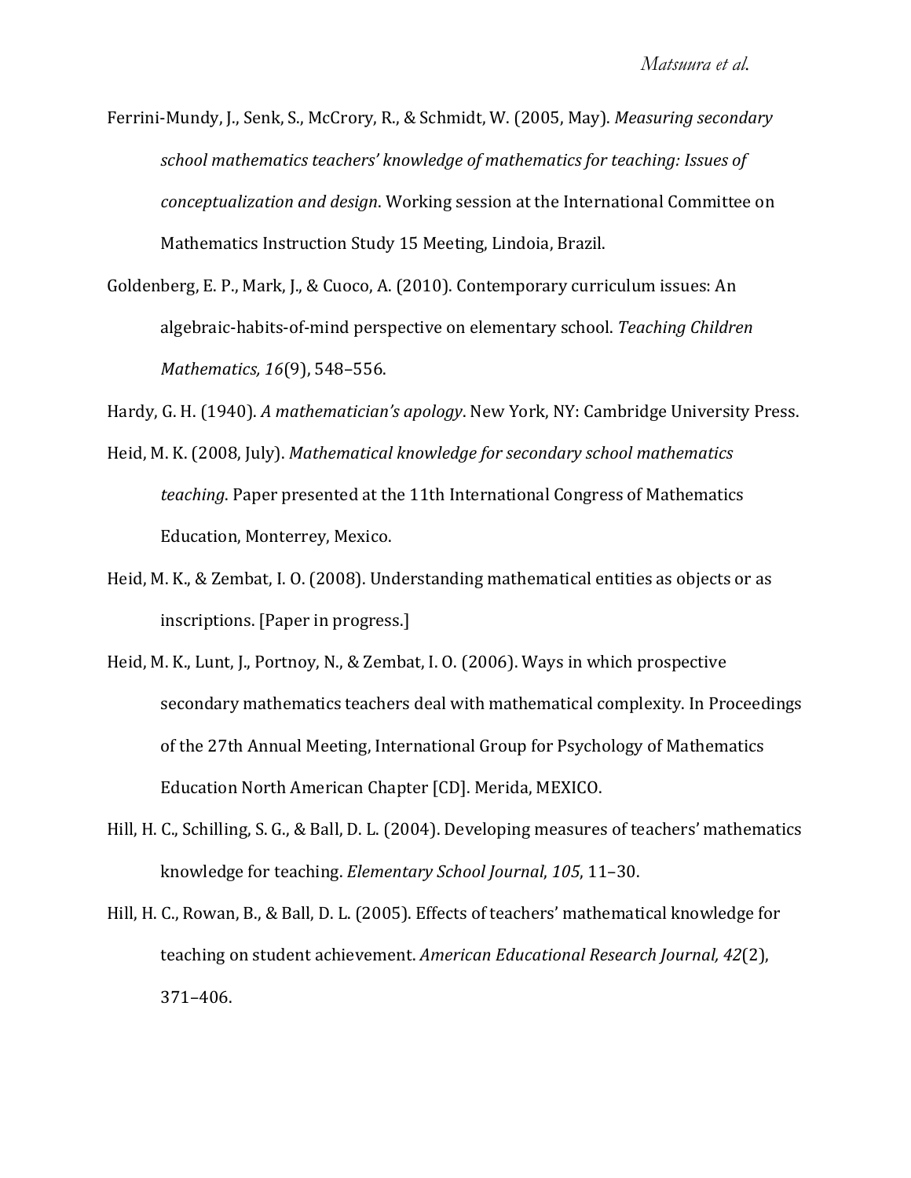Ferrini-Mundy, J., Senk, S., McCrory, R., & Schmidt, W. (2005, May). *Measuring secondary school mathematics teachers' knowledge of mathematics for teaching: Issues of conceptualization and design*. Working session at the International Committee on Mathematics Instruction Study 15 Meeting, Lindoia, Brazil.

Goldenberg, E. P., Mark, J., & Cuoco, A. (2010). Contemporary curriculum issues: An algebraic-habits-of-mind perspective on elementary school. *Teaching Children Mathematics, 16*(9), 548–556.

Hardy, G. H. (1940). *A mathematician's apology*. New York, NY: Cambridge University Press.

Heid, M. K. (2008, July). *Mathematical knowledge for secondary school mathematics teaching*. Paper presented at the 11th International Congress of Mathematics Education, Monterrey, Mexico.

Heid, M. K., & Zembat, I. O. (2008). Understanding mathematical entities as objects or as inscriptions. [Paper in progress.]

Heid, M. K., Lunt, J., Portnoy, N., & Zembat, I. O. (2006). Ways in which prospective secondary mathematics teachers deal with mathematical complexity. In Proceedings of the 27th Annual Meeting, International Group for Psychology of Mathematics Education North American Chapter [CD]. Merida, MEXICO.

Hill, H. C., Schilling, S. G., & Ball, D. L. (2004). Developing measures of teachers' mathematics knowledge for teaching. *Elementary School Journal*, *105*, 11–30.

Hill, H. C., Rowan, B., & Ball, D. L. (2005). Effects of teachers' mathematical knowledge for teaching on student achievement. *American Educational Research Journal, 42*(2), 371–406.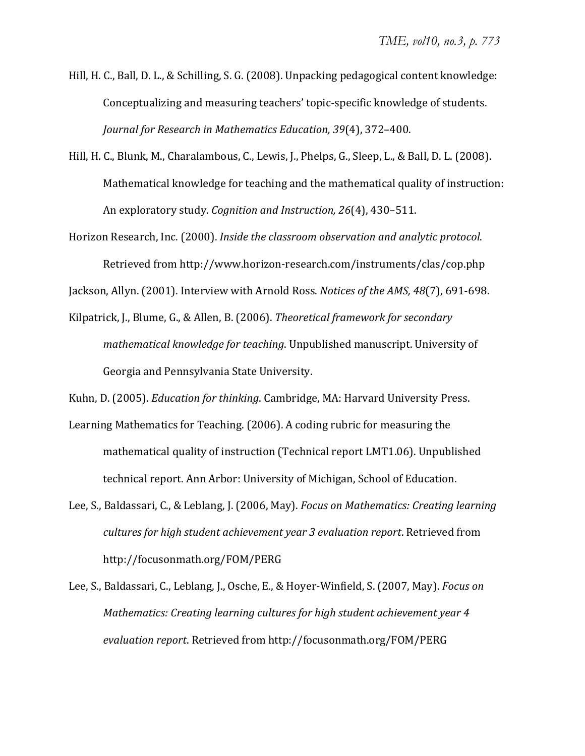Hill, H. C., Ball, D. L., & Schilling, S. G. (2008). Unpacking pedagogical content knowledge: Conceptualizing and measuring teachers' topic-specific knowledge of students. *Journal for Research in Mathematics Education, 39*(4), 372–400.

Hill, H. C., Blunk, M., Charalambous, C., Lewis, J., Phelps, G., Sleep, L., & Ball, D. L. (2008). Mathematical knowledge for teaching and the mathematical quality of instruction: An exploratory study. *Cognition and Instruction, 26*(4), 430–511.

Horizon Research, Inc. (2000). *Inside the classroom observation and analytic protocol*. Retrieved from http://www.horizon-research.com/instruments/clas/cop.php

Jackson, Allyn. (2001). Interview with Arnold Ross. *Notices of the AMS, 48*(7), 691-698.

Kilpatrick, J., Blume, G., & Allen, B. (2006). *Theoretical framework for secondary mathematical knowledge for teaching*. Unpublished manuscript. University of Georgia and Pennsylvania State University.

Kuhn, D. (2005). *Education for thinking*. Cambridge, MA: Harvard University Press.

Learning Mathematics for Teaching. (2006). A coding rubric for measuring the mathematical quality of instruction (Technical report LMT1.06). Unpublished technical report. Ann Arbor: University of Michigan, School of Education.

Lee, S., Baldassari, C., & Leblang, J. (2006, May). *Focus on Mathematics: Creating learning cultures for high student achievement year 3 evaluation report*. Retrieved from http://focusonmath.org/FOM/PERG

Lee, S., Baldassari, C., Leblang, J., Osche, E., & Hoyer-Winfield, S. (2007, May). *Focus on Mathematics: Creating learning cultures for high student achievement year 4 evaluation report*. Retrieved from http://focusonmath.org/FOM/PERG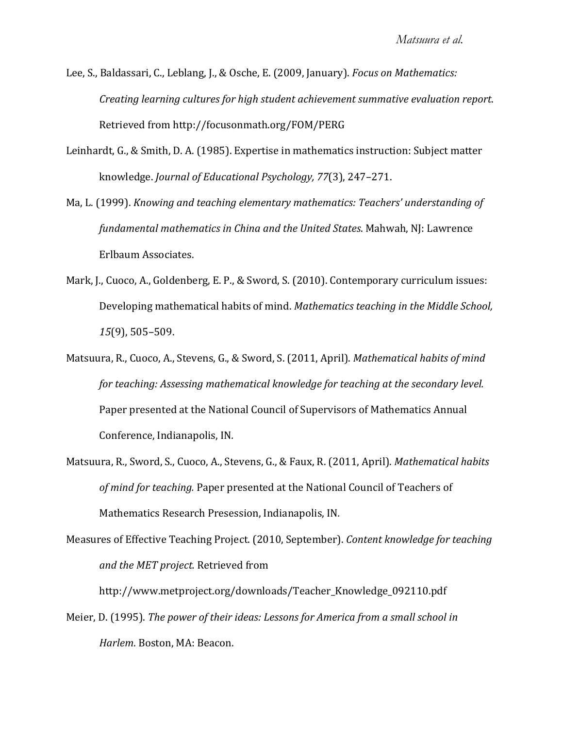Lee, S., Baldassari, C., Leblang, J., & Osche, E. (2009, January). *Focus on Mathematics: Creating learning cultures for high student achievement summative evaluation report*. Retrieved from http://focusonmath.org/FOM/PERG

Leinhardt, G., & Smith, D. A. (1985). Expertise in mathematics instruction: Subject matter knowledge. *Journal of Educational Psychology, 77*(3), 247–271.

Ma, L. (1999). *Knowing and teaching elementary mathematics: Teachers' understanding of fundamental mathematics in China and the United States*. Mahwah, NJ: Lawrence Erlbaum Associates.

Mark, J., Cuoco, A., Goldenberg, E. P., & Sword, S. (2010). Contemporary curriculum issues: Developing mathematical habits of mind. *Mathematics teaching in the Middle School, 15*(9), 505–509.

Matsuura, R., Cuoco, A., Stevens, G., & Sword, S. (2011, April). *Mathematical habits of mind for teaching: Assessing mathematical knowledge for teaching at the secondary level.* Paper presented at the National Council of Supervisors of Mathematics Annual Conference, Indianapolis, IN.

Matsuura, R., Sword, S., Cuoco, A., Stevens, G., & Faux, R. (2011, April). *Mathematical habits of mind for teaching.* Paper presented at the National Council of Teachers of Mathematics Research Presession, Indianapolis, IN.

Measures of Effective Teaching Project. (2010, September). *Content knowledge for teaching and the MET project.* Retrieved from http://www.metproject.org/downloads/Teacher_Knowledge_092110.pdf

Meier, D. (1995). *The power of their ideas: Lessons for America from a small school in Harlem*. Boston, MA: Beacon.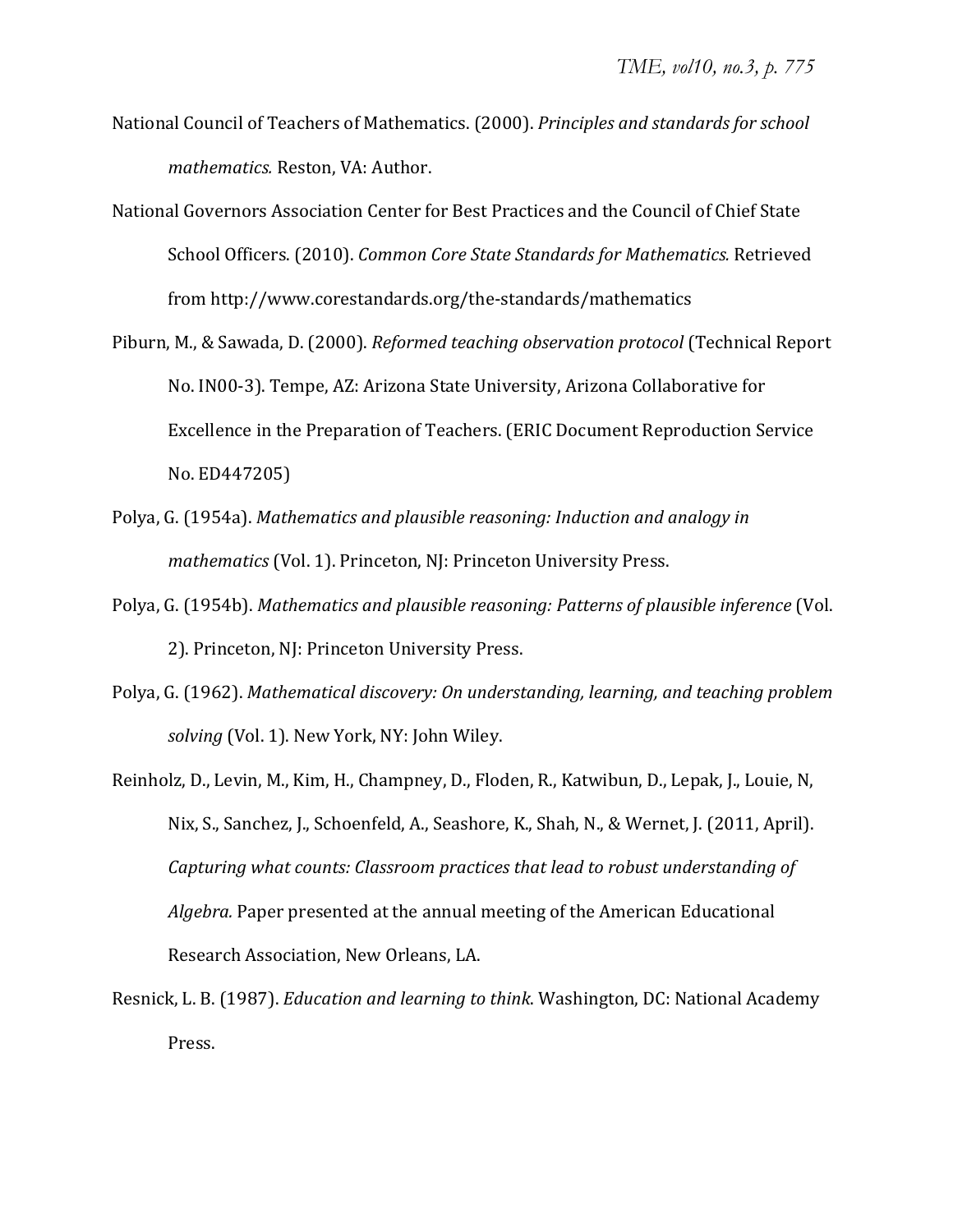National Council of Teachers of Mathematics. (2000). *Principles and standards for school mathematics.* Reston, VA: Author.

National Governors Association Center for Best Practices and the Council of Chief State School Officers. (2010). *Common Core State Standards for Mathematics.* Retrieved from http://www.corestandards.org/the-standards/mathematics

Piburn, M., & Sawada, D. (2000). *Reformed teaching observation protocol* (Technical Report No. IN00-3). Tempe, AZ: Arizona State University, Arizona Collaborative for Excellence in the Preparation of Teachers. (ERIC Document Reproduction Service No. ED447205)

Polya, G. (1954a). *Mathematics and plausible reasoning: Induction and analogy in mathematics* (Vol. 1). Princeton, NJ: Princeton University Press.

Polya, G. (1954b). *Mathematics and plausible reasoning: Patterns of plausible inference* (Vol. 2). Princeton, NJ: Princeton University Press.

Polya, G. (1962). *Mathematical discovery: On understanding, learning, and teaching problem solving* (Vol. 1). New York, NY: John Wiley.

Reinholz, D., Levin, M., Kim, H., Champney, D., Floden, R., Katwibun, D., Lepak, J., Louie, N, Nix, S., Sanchez, J., Schoenfeld, A., Seashore, K., Shah, N., & Wernet, J. (2011, April). *Capturing what counts: Classroom practices that lead to robust understanding of Algebra.* Paper presented at the annual meeting of the American Educational Research Association, New Orleans, LA.

Resnick, L. B. (1987). *Education and learning to think*. Washington, DC: National Academy Press.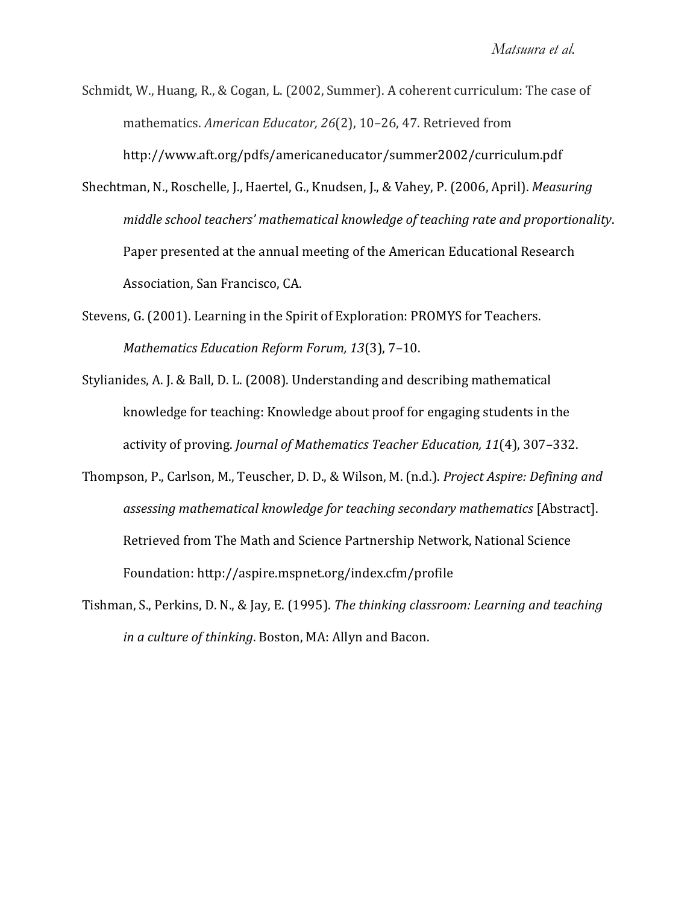Schmidt, W., Huang, R., & Cogan, L. (2002, Summer). A coherent curriculum: The case of mathematics. *American Educator, 26*(2), 10–26, 47. Retrieved from http://www.aft.org/pdfs/americaneducator/summer2002/curriculum.pdf

Shechtman, N., Roschelle, J., Haertel, G., Knudsen, J., & Vahey, P. (2006, April). *Measuring middle school teachers' mathematical knowledge of teaching rate and proportionality*. Paper presented at the annual meeting of the American Educational Research Association, San Francisco, CA.

Stevens, G. (2001). Learning in the Spirit of Exploration: PROMYS for Teachers. *Mathematics Education Reform Forum, 13*(3), 7–10.

Stylianides, A. J. & Ball, D. L. (2008). Understanding and describing mathematical knowledge for teaching: Knowledge about proof for engaging students in the activity of proving. *Journal of Mathematics Teacher Education, 11*(4), 307–332.

Thompson, P., Carlson, M., Teuscher, D. D., & Wilson, M. (n.d.). *Project Aspire: Defining and assessing mathematical knowledge for teaching secondary mathematics* [Abstract]. Retrieved from The Math and Science Partnership Network, National Science Foundation: http://aspire.mspnet.org/index.cfm/profile

Tishman, S., Perkins, D. N., & Jay, E. (1995). *The thinking classroom: Learning and teaching in a culture of thinking*. Boston, MA: Allyn and Bacon.